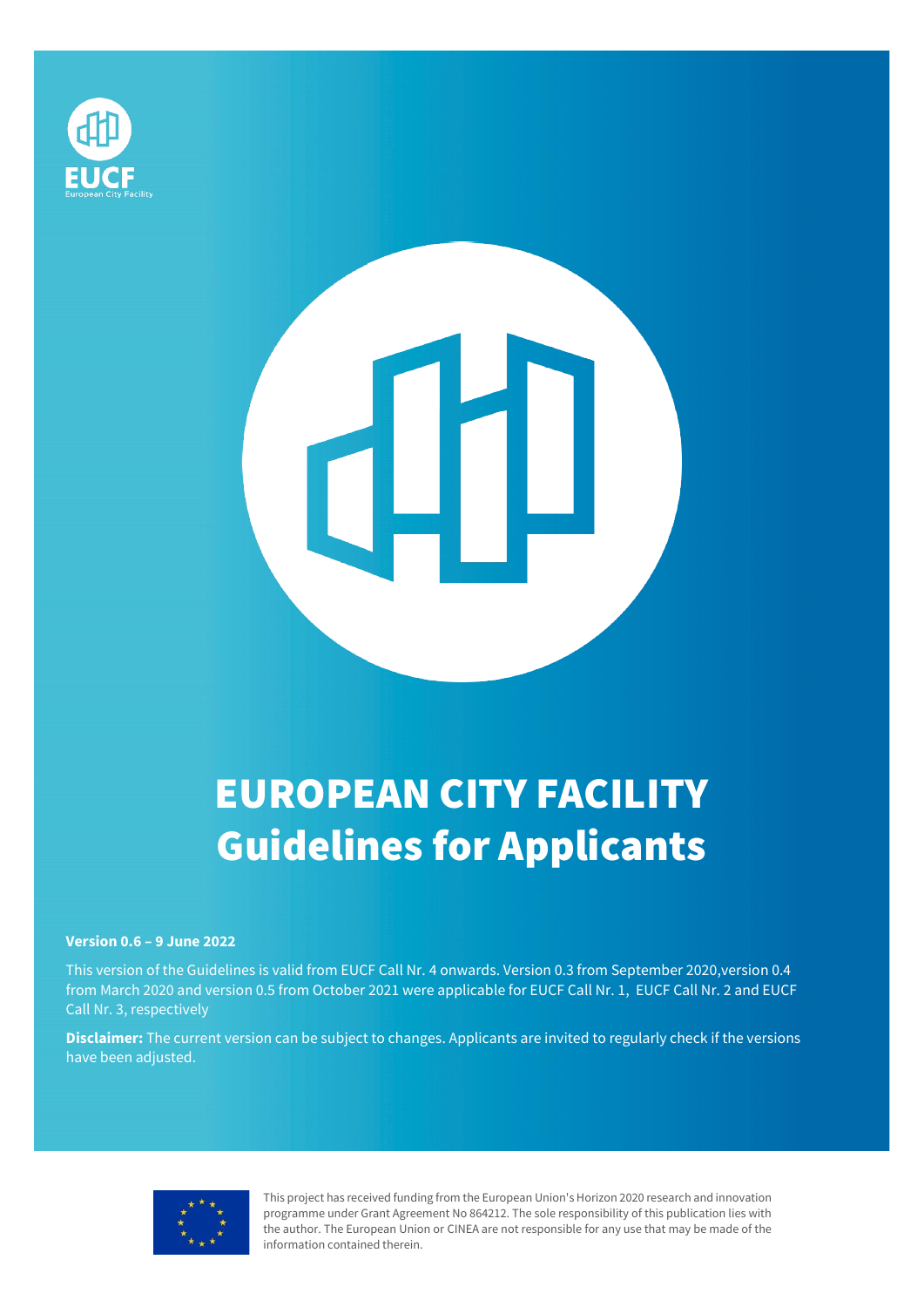EUCF
European City Facility

# EUROPEAN CITY FACILITY
# Guidelines for Applicants

**Version 0.6 – 9 June 2022**

This version of the Guidelines is valid from EUCF Call Nr. 4 onwards. Version 0.3 from September 2020,version 0.4 from March 2020 and version 0.5 from October 2021 were applicable for EUCF Call Nr. 1, EUCF Call Nr. 2 and EUCF Call Nr. 3, respectively

**Disclaimer:** The current version can be subject to changes. Applicants are invited to regularly check if the versions have been adjusted.

This project has received funding from the European Union's Horizon 2020 research and innovation programme under Grant Agreement No 864212. The sole responsibility of this publication lies with the author. The European Union or CINEA are not responsible for any use that may be made of the information contained therein.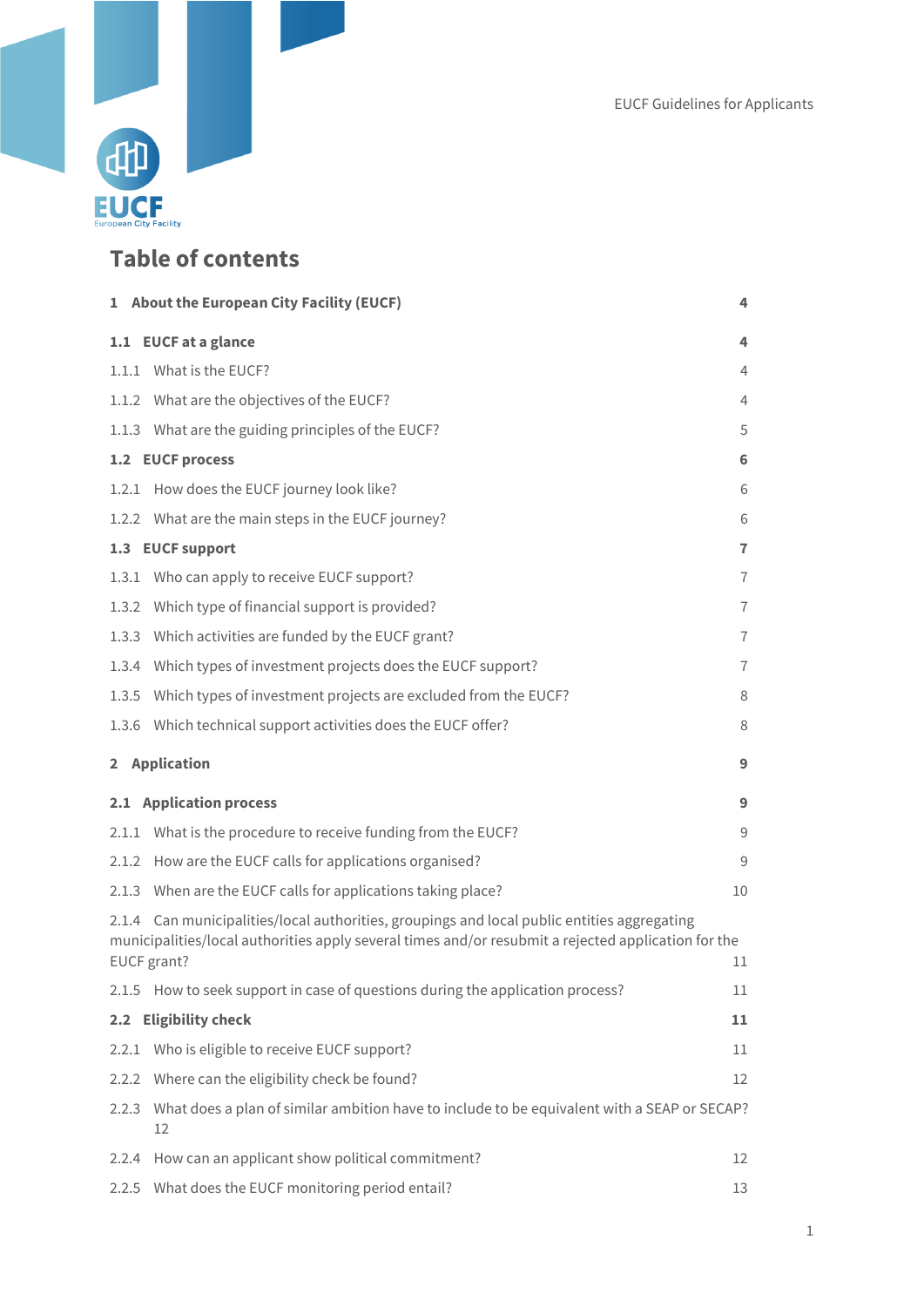# Table of contents

| | |
|---|---|
| **1 About the European City Facility (EUCF)** | **4** |
| **1.1 EUCF at a glance** | **4** |
| 1.1.1 What is the EUCF? | 4 |
| 1.1.2 What are the objectives of the EUCF? | 4 |
| 1.1.3 What are the guiding principles of the EUCF? | 5 |
| **1.2 EUCF process** | **6** |
| 1.2.1 How does the EUCF journey look like? | 6 |
| 1.2.2 What are the main steps in the EUCF journey? | 6 |
| **1.3 EUCF support** | **7** |
| 1.3.1 Who can apply to receive EUCF support? | 7 |
| 1.3.2 Which type of financial support is provided? | 7 |
| 1.3.3 Which activities are funded by the EUCF grant? | 7 |
| 1.3.4 Which types of investment projects does the EUCF support? | 7 |
| 1.3.5 Which types of investment projects are excluded from the EUCF? | 8 |
| 1.3.6 Which technical support activities does the EUCF offer? | 8 |
| **2 Application** | **9** |
| **2.1 Application process** | **9** |
| 2.1.1 What is the procedure to receive funding from the EUCF? | 9 |
| 2.1.2 How are the EUCF calls for applications organised? | 9 |
| 2.1.3 When are the EUCF calls for applications taking place? | 10 |
| 2.1.4 Can municipalities/local authorities, groupings and local public entities aggregating municipalities/local authorities apply several times and/or resubmit a rejected application for the EUCF grant? | 11 |
| 2.1.5 How to seek support in case of questions during the application process? | 11 |
| **2.2 Eligibility check** | **11** |
| 2.2.1 Who is eligible to receive EUCF support? | 11 |
| 2.2.2 Where can the eligibility check be found? | 12 |
| 2.2.3 What does a plan of similar ambition have to include to be equivalent with a SEAP or SECAP? | 12 |
| 2.2.4 How can an applicant show political commitment? | 12 |
| 2.2.5 What does the EUCF monitoring period entail? | 13 |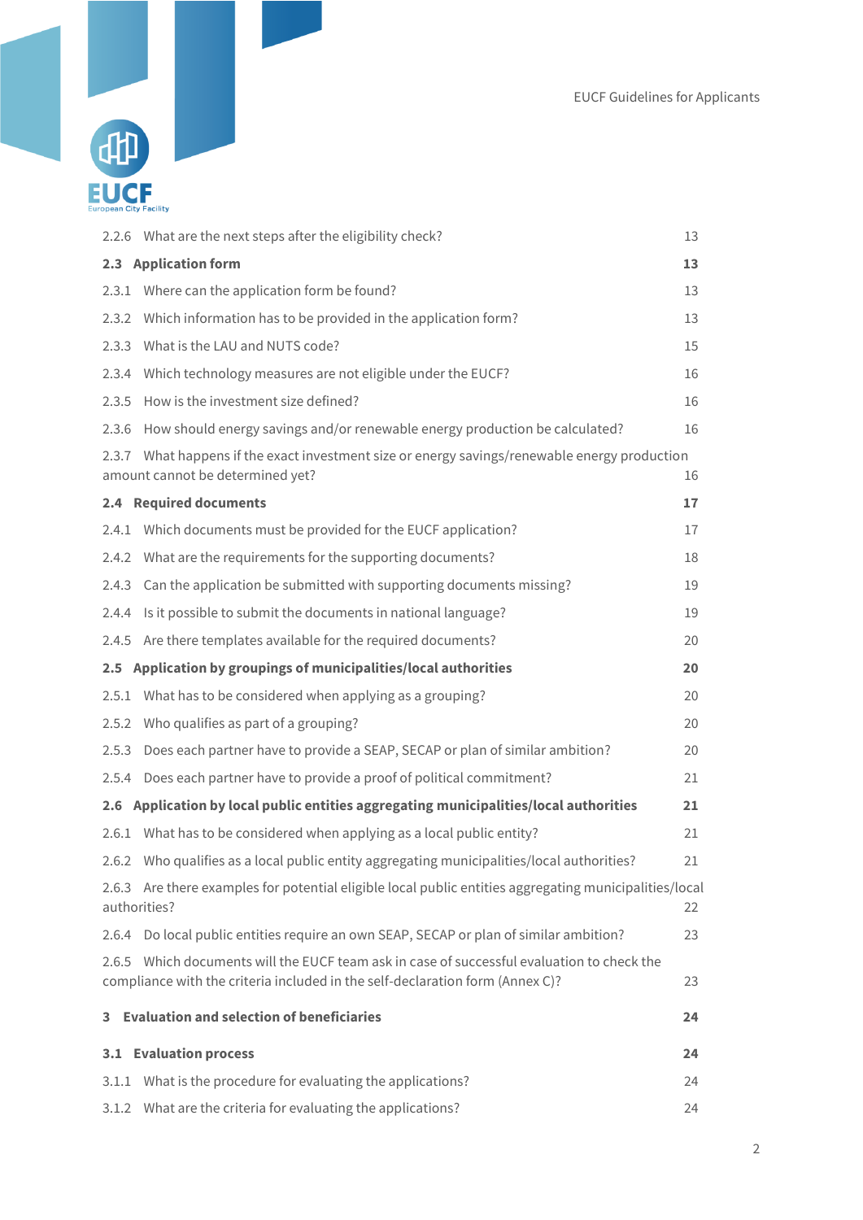2.2.6 What are the next steps after the eligibility check? 13

**2.3 Application form 13**

2.3.1 Where can the application form be found? 13

2.3.2 Which information has to be provided in the application form? 13

2.3.3 What is the LAU and NUTS code? 15

2.3.4 Which technology measures are not eligible under the EUCF? 16

2.3.5 How is the investment size defined? 16

2.3.6 How should energy savings and/or renewable energy production be calculated? 16

2.3.7 What happens if the exact investment size or energy savings/renewable energy production amount cannot be determined yet? 16

**2.4 Required documents 17**

2.4.1 Which documents must be provided for the EUCF application? 17

2.4.2 What are the requirements for the supporting documents? 18

2.4.3 Can the application be submitted with supporting documents missing? 19

2.4.4 Is it possible to submit the documents in national language? 19

2.4.5 Are there templates available for the required documents? 20

**2.5 Application by groupings of municipalities/local authorities 20**

2.5.1 What has to be considered when applying as a grouping? 20

2.5.2 Who qualifies as part of a grouping? 20

2.5.3 Does each partner have to provide a SEAP, SECAP or plan of similar ambition? 20

2.5.4 Does each partner have to provide a proof of political commitment? 21

**2.6 Application by local public entities aggregating municipalities/local authorities 21**

2.6.1 What has to be considered when applying as a local public entity? 21

2.6.2 Who qualifies as a local public entity aggregating municipalities/local authorities? 21

2.6.3 Are there examples for potential eligible local public entities aggregating municipalities/local authorities? 22

2.6.4 Do local public entities require an own SEAP, SECAP or plan of similar ambition? 23

2.6.5 Which documents will the EUCF team ask in case of successful evaluation to check the compliance with the criteria included in the self-declaration form (Annex C)? 23

**3 Evaluation and selection of beneficiaries 24**

**3.1 Evaluation process 24**

3.1.1 What is the procedure for evaluating the applications? 24

3.1.2 What are the criteria for evaluating the applications? 24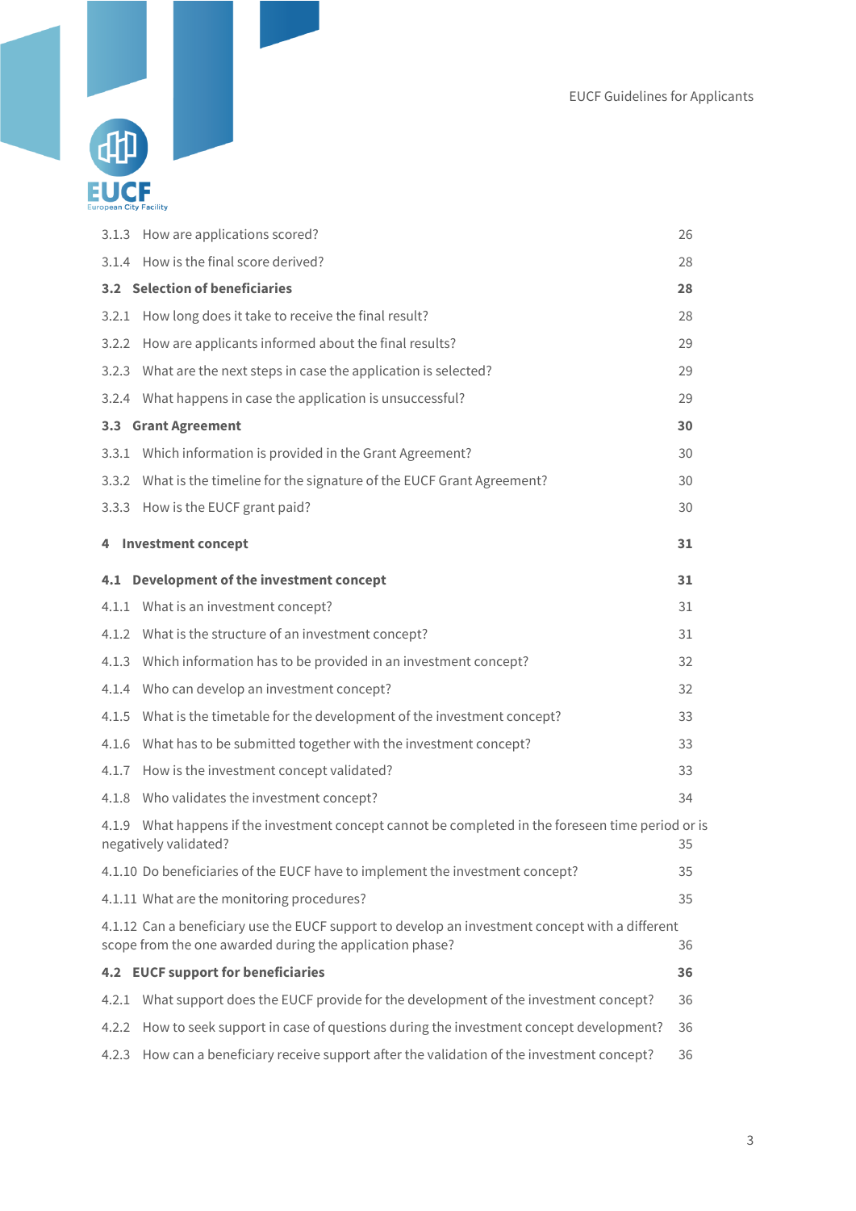3.1.3 How are applications scored? 26

3.1.4 How is the final score derived? 28

**3.2 Selection of beneficiaries 28**

3.2.1 How long does it take to receive the final result? 28

3.2.2 How are applicants informed about the final results? 29

3.2.3 What are the next steps in case the application is selected? 29

3.2.4 What happens in case the application is unsuccessful? 29

**3.3 Grant Agreement 30**

3.3.1 Which information is provided in the Grant Agreement? 30

3.3.2 What is the timeline for the signature of the EUCF Grant Agreement? 30

3.3.3 How is the EUCF grant paid? 30

**4 Investment concept 31**

**4.1 Development of the investment concept 31**

4.1.1 What is an investment concept? 31

4.1.2 What is the structure of an investment concept? 31

4.1.3 Which information has to be provided in an investment concept? 32

4.1.4 Who can develop an investment concept? 32

4.1.5 What is the timetable for the development of the investment concept? 33

4.1.6 What has to be submitted together with the investment concept? 33

4.1.7 How is the investment concept validated? 33

4.1.8 Who validates the investment concept? 34

4.1.9 What happens if the investment concept cannot be completed in the foreseen time period or is negatively validated? 35

4.1.10 Do beneficiaries of the EUCF have to implement the investment concept? 35

4.1.11 What are the monitoring procedures? 35

4.1.12 Can a beneficiary use the EUCF support to develop an investment concept with a different scope from the one awarded during the application phase? 36

**4.2 EUCF support for beneficiaries 36**

4.2.1 What support does the EUCF provide for the development of the investment concept? 36

4.2.2 How to seek support in case of questions during the investment concept development? 36

4.2.3 How can a beneficiary receive support after the validation of the investment concept? 36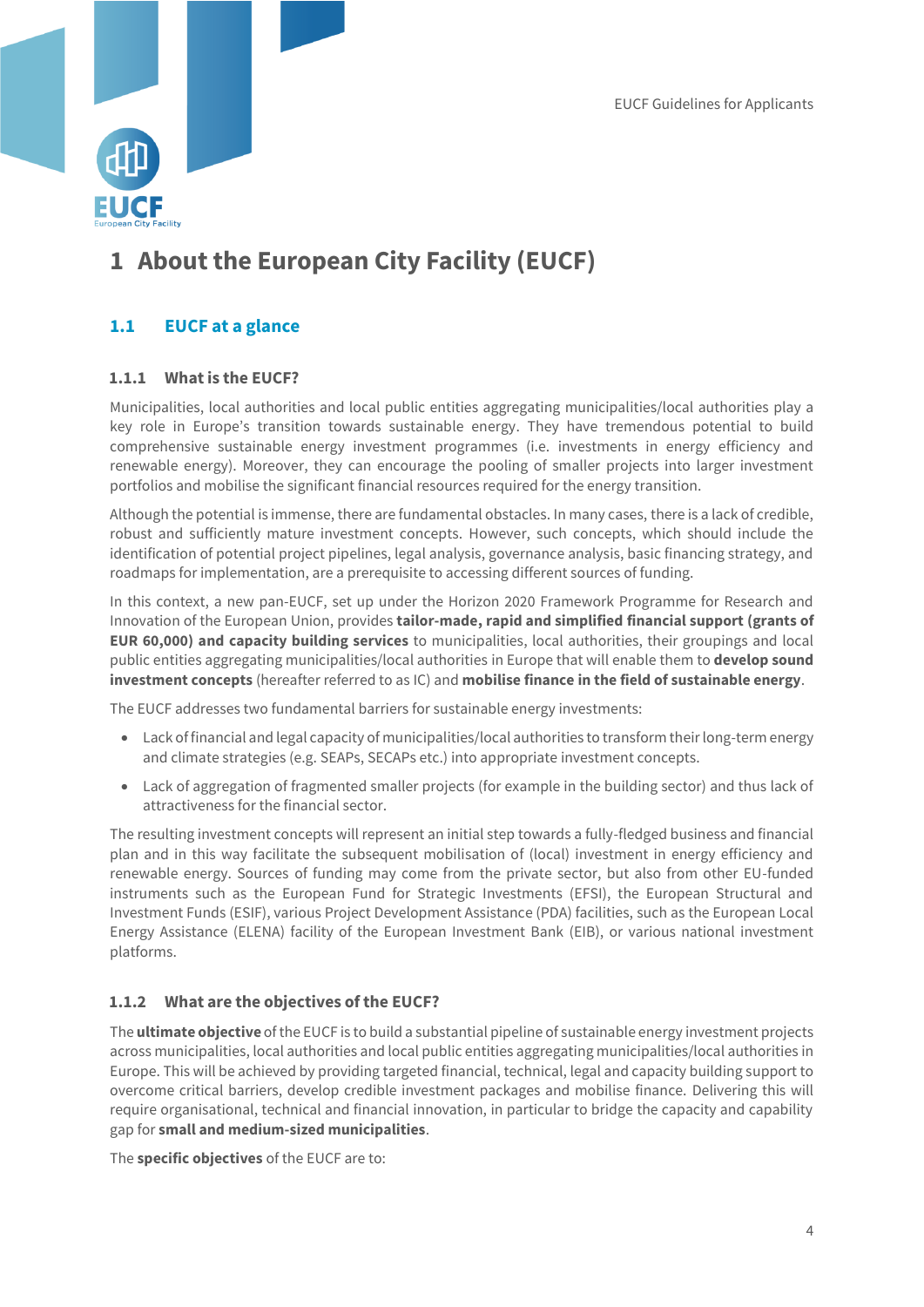# 1 About the European City Facility (EUCF)

## 1.1 EUCF at a glance

### 1.1.1 What is the EUCF?

Municipalities, local authorities and local public entities aggregating municipalities/local authorities play a key role in Europe's transition towards sustainable energy. They have tremendous potential to build comprehensive sustainable energy investment programmes (i.e. investments in energy efficiency and renewable energy). Moreover, they can encourage the pooling of smaller projects into larger investment portfolios and mobilise the significant financial resources required for the energy transition.

Although the potential is immense, there are fundamental obstacles. In many cases, there is a lack of credible, robust and sufficiently mature investment concepts. However, such concepts, which should include the identification of potential project pipelines, legal analysis, governance analysis, basic financing strategy, and roadmaps for implementation, are a prerequisite to accessing different sources of funding.

In this context, a new pan-EUCF, set up under the Horizon 2020 Framework Programme for Research and Innovation of the European Union, provides **tailor-made, rapid and simplified financial support (grants of EUR 60,000) and capacity building services** to municipalities, local authorities, their groupings and local public entities aggregating municipalities/local authorities in Europe that will enable them to **develop sound investment concepts** (hereafter referred to as IC) and **mobilise finance in the field of sustainable energy**.

The EUCF addresses two fundamental barriers for sustainable energy investments:

- Lack of financial and legal capacity of municipalities/local authorities to transform their long-term energy and climate strategies (e.g. SEAPs, SECAPs etc.) into appropriate investment concepts.
- Lack of aggregation of fragmented smaller projects (for example in the building sector) and thus lack of attractiveness for the financial sector.

The resulting investment concepts will represent an initial step towards a fully-fledged business and financial plan and in this way facilitate the subsequent mobilisation of (local) investment in energy efficiency and renewable energy. Sources of funding may come from the private sector, but also from other EU-funded instruments such as the European Fund for Strategic Investments (EFSI), the European Structural and Investment Funds (ESIF), various Project Development Assistance (PDA) facilities, such as the European Local Energy Assistance (ELENA) facility of the European Investment Bank (EIB), or various national investment platforms.

### 1.1.2 What are the objectives of the EUCF?

The **ultimate objective** of the EUCF is to build a substantial pipeline of sustainable energy investment projects across municipalities, local authorities and local public entities aggregating municipalities/local authorities in Europe. This will be achieved by providing targeted financial, technical, legal and capacity building support to overcome critical barriers, develop credible investment packages and mobilise finance. Delivering this will require organisational, technical and financial innovation, in particular to bridge the capacity and capability gap for **small and medium-sized municipalities**.

The **specific objectives** of the EUCF are to: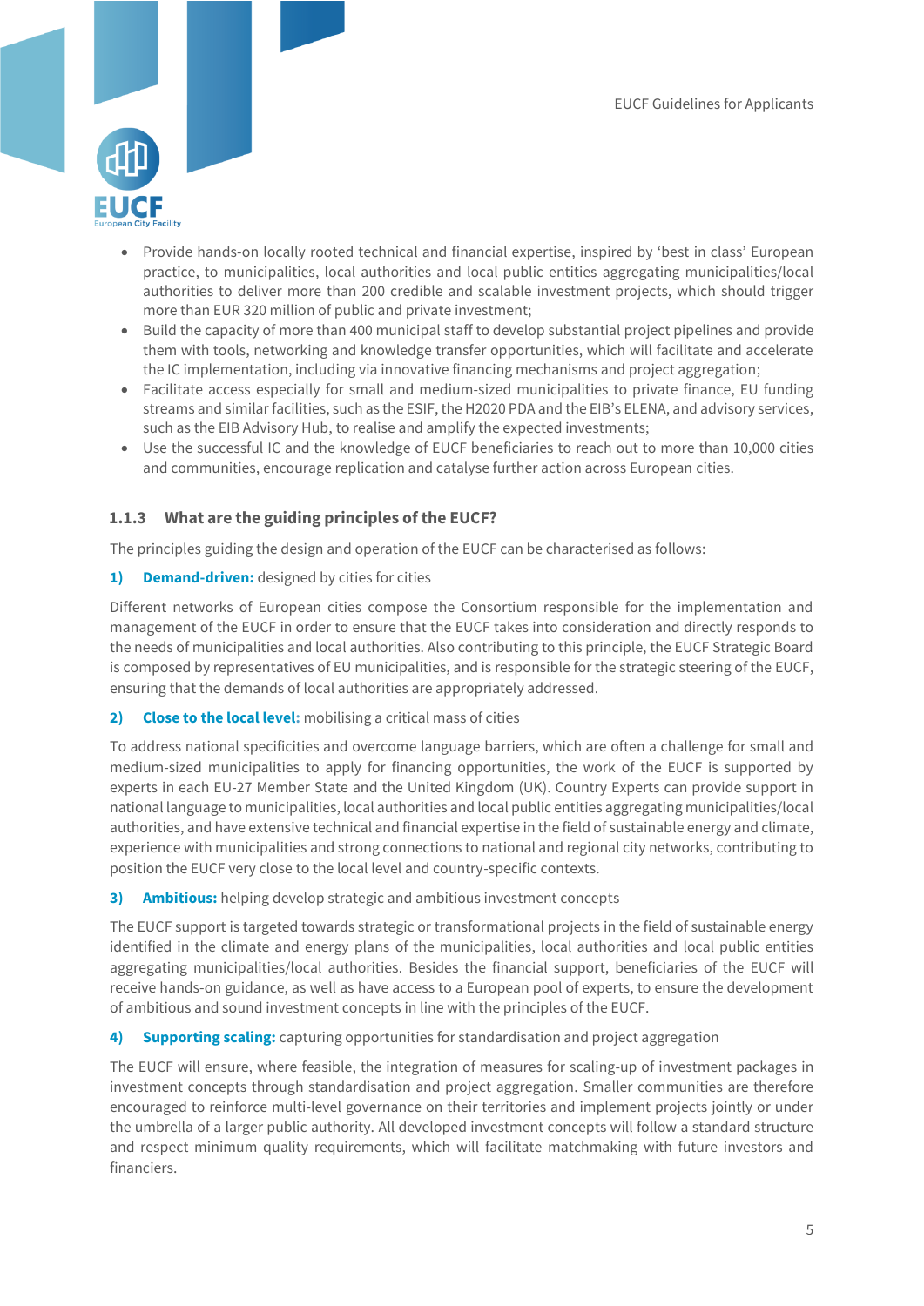- Provide hands-on locally rooted technical and financial expertise, inspired by 'best in class' European practice, to municipalities, local authorities and local public entities aggregating municipalities/local authorities to deliver more than 200 credible and scalable investment projects, which should trigger more than EUR 320 million of public and private investment;
- Build the capacity of more than 400 municipal staff to develop substantial project pipelines and provide them with tools, networking and knowledge transfer opportunities, which will facilitate and accelerate the IC implementation, including via innovative financing mechanisms and project aggregation;
- Facilitate access especially for small and medium-sized municipalities to private finance, EU funding streams and similar facilities, such as the ESIF, the H2020 PDA and the EIB's ELENA, and advisory services, such as the EIB Advisory Hub, to realise and amplify the expected investments;
- Use the successful IC and the knowledge of EUCF beneficiaries to reach out to more than 10,000 cities and communities, encourage replication and catalyse further action across European cities.

### 1.1.3 What are the guiding principles of the EUCF?

The principles guiding the design and operation of the EUCF can be characterised as follows:

**1) Demand-driven:** designed by cities for cities

Different networks of European cities compose the Consortium responsible for the implementation and management of the EUCF in order to ensure that the EUCF takes into consideration and directly responds to the needs of municipalities and local authorities. Also contributing to this principle, the EUCF Strategic Board is composed by representatives of EU municipalities, and is responsible for the strategic steering of the EUCF, ensuring that the demands of local authorities are appropriately addressed.

**2) Close to the local level:** mobilising a critical mass of cities

To address national specificities and overcome language barriers, which are often a challenge for small and medium-sized municipalities to apply for financing opportunities, the work of the EUCF is supported by experts in each EU-27 Member State and the United Kingdom (UK). Country Experts can provide support in national language to municipalities, local authorities and local public entities aggregating municipalities/local authorities, and have extensive technical and financial expertise in the field of sustainable energy and climate, experience with municipalities and strong connections to national and regional city networks, contributing to position the EUCF very close to the local level and country-specific contexts.

**3) Ambitious:** helping develop strategic and ambitious investment concepts

The EUCF support is targeted towards strategic or transformational projects in the field of sustainable energy identified in the climate and energy plans of the municipalities, local authorities and local public entities aggregating municipalities/local authorities. Besides the financial support, beneficiaries of the EUCF will receive hands-on guidance, as well as have access to a European pool of experts, to ensure the development of ambitious and sound investment concepts in line with the principles of the EUCF.

**4) Supporting scaling:** capturing opportunities for standardisation and project aggregation

The EUCF will ensure, where feasible, the integration of measures for scaling-up of investment packages in investment concepts through standardisation and project aggregation. Smaller communities are therefore encouraged to reinforce multi-level governance on their territories and implement projects jointly or under the umbrella of a larger public authority. All developed investment concepts will follow a standard structure and respect minimum quality requirements, which will facilitate matchmaking with future investors and financiers.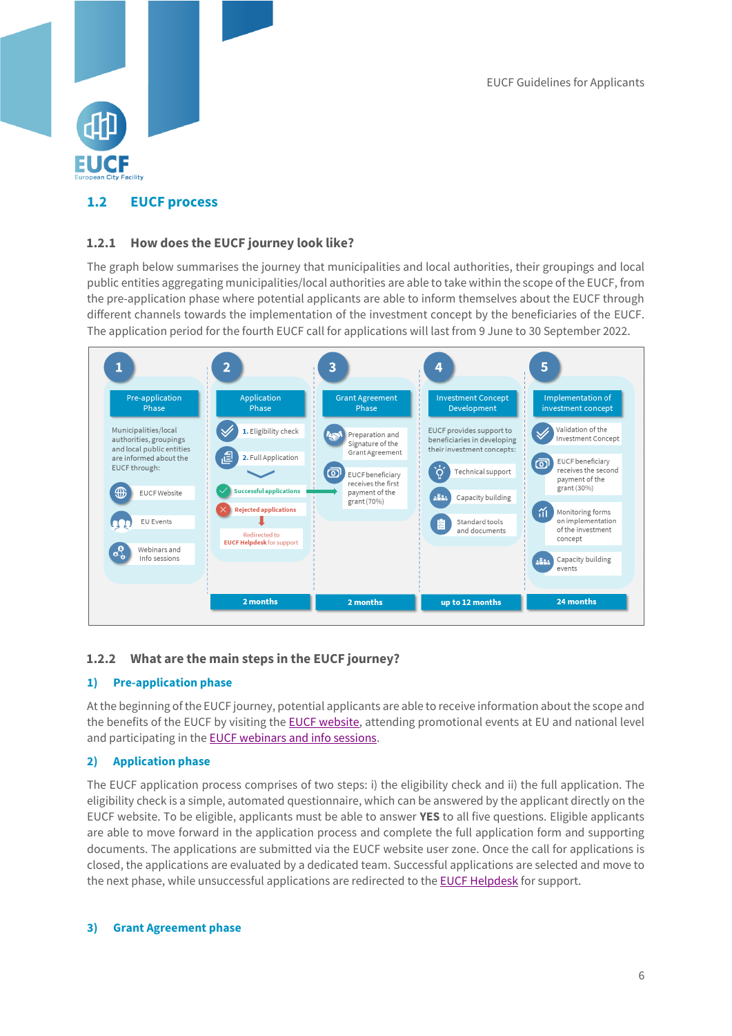## 1.2 EUCF process

### 1.2.1 How does the EUCF journey look like?

The graph below summarises the journey that municipalities and local authorities, their groupings and local public entities aggregating municipalities/local authorities are able to take within the scope of the EUCF, from the pre-application phase where potential applicants are able to inform themselves about the EUCF through different channels towards the implementation of the investment concept by the beneficiaries of the EUCF. The application period for the fourth EUCF call for applications will last from 9 June to 30 September 2022.

**1 – Pre-application Phase**

Municipalities/local authorities, groupings and local public entities are informed about the EUCF through:

- EUCF Website
- EU Events
- Webinars and Info sessions

**2 – Application Phase** (2 months)

1. Eligibility check
2. Full Application

- Successful applications
- Rejected applications → Redirected to **EUCF Helpdesk** for support

**3 – Grant Agreement Phase** (2 months)

- Preparation and Signature of the Grant Agreement
- EUCF beneficiary receives the first payment of the grant (70%)

**4 – Investment Concept Development** (up to 12 months)

EUCF provides support to beneficiaries in developing their investment concepts:

- Technical support
- Capacity building
- Standard tools and documents

**5 – Implementation of investment concept** (24 months)

- Validation of the Investment Concept
- EUCF beneficiary receives the second payment of the grant (30%)
- Monitoring forms on implementation of the investment concept
- Capacity building events

### 1.2.2 What are the main steps in the EUCF journey?

#### 1) Pre-application phase

At the beginning of the EUCF journey, potential applicants are able to receive information about the scope and the benefits of the EUCF by visiting the EUCF website, attending promotional events at EU and national level and participating in the EUCF webinars and info sessions.

#### 2) Application phase

The EUCF application process comprises of two steps: i) the eligibility check and ii) the full application. The eligibility check is a simple, automated questionnaire, which can be answered by the applicant directly on the EUCF website. To be eligible, applicants must be able to answer **YES** to all five questions. Eligible applicants are able to move forward in the application process and complete the full application form and supporting documents. The applications are submitted via the EUCF website user zone. Once the call for applications is closed, the applications are evaluated by a dedicated team. Successful applications are selected and move to the next phase, while unsuccessful applications are redirected to the EUCF Helpdesk for support.

#### 3) Grant Agreement phase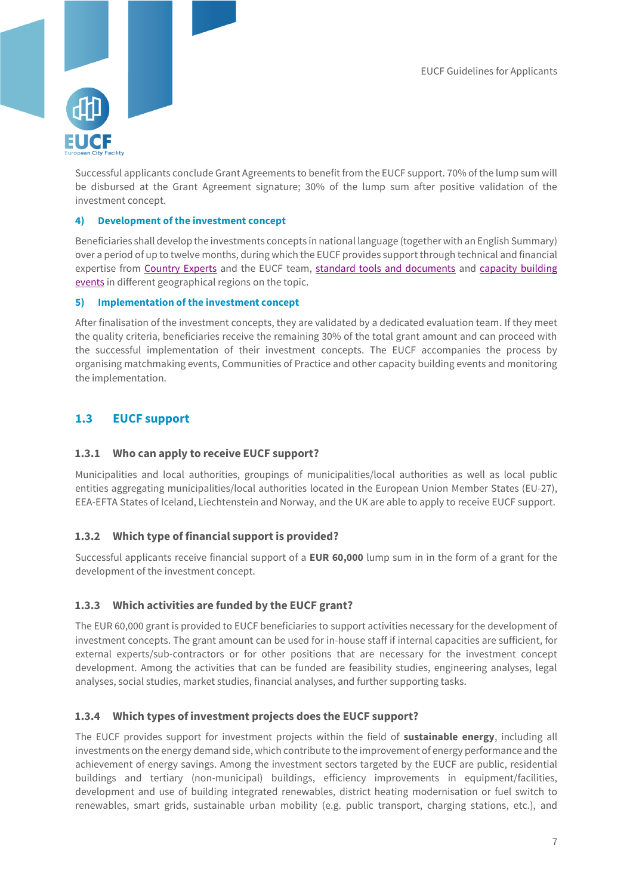Successful applicants conclude Grant Agreements to benefit from the EUCF support. 70% of the lump sum will be disbursed at the Grant Agreement signature; 30% of the lump sum after positive validation of the investment concept.

#### 4) Development of the investment concept

Beneficiaries shall develop the investments concepts in national language (together with an English Summary) over a period of up to twelve months, during which the EUCF provides support through technical and financial expertise from Country Experts and the EUCF team, standard tools and documents and capacity building events in different geographical regions on the topic.

#### 5) Implementation of the investment concept

After finalisation of the investment concepts, they are validated by a dedicated evaluation team. If they meet the quality criteria, beneficiaries receive the remaining 30% of the total grant amount and can proceed with the successful implementation of their investment concepts. The EUCF accompanies the process by organising matchmaking events, Communities of Practice and other capacity building events and monitoring the implementation.

## 1.3 EUCF support

### 1.3.1 Who can apply to receive EUCF support?

Municipalities and local authorities, groupings of municipalities/local authorities as well as local public entities aggregating municipalities/local authorities located in the European Union Member States (EU-27), EEA-EFTA States of Iceland, Liechtenstein and Norway, and the UK are able to apply to receive EUCF support.

### 1.3.2 Which type of financial support is provided?

Successful applicants receive financial support of a **EUR 60,000** lump sum in in the form of a grant for the development of the investment concept.

### 1.3.3 Which activities are funded by the EUCF grant?

The EUR 60,000 grant is provided to EUCF beneficiaries to support activities necessary for the development of investment concepts. The grant amount can be used for in-house staff if internal capacities are sufficient, for external experts/sub-contractors or for other positions that are necessary for the investment concept development. Among the activities that can be funded are feasibility studies, engineering analyses, legal analyses, social studies, market studies, financial analyses, and further supporting tasks.

### 1.3.4 Which types of investment projects does the EUCF support?

The EUCF provides support for investment projects within the field of **sustainable energy**, including all investments on the energy demand side, which contribute to the improvement of energy performance and the achievement of energy savings. Among the investment sectors targeted by the EUCF are public, residential buildings and tertiary (non-municipal) buildings, efficiency improvements in equipment/facilities, development and use of building integrated renewables, district heating modernisation or fuel switch to renewables, smart grids, sustainable urban mobility (e.g. public transport, charging stations, etc.), and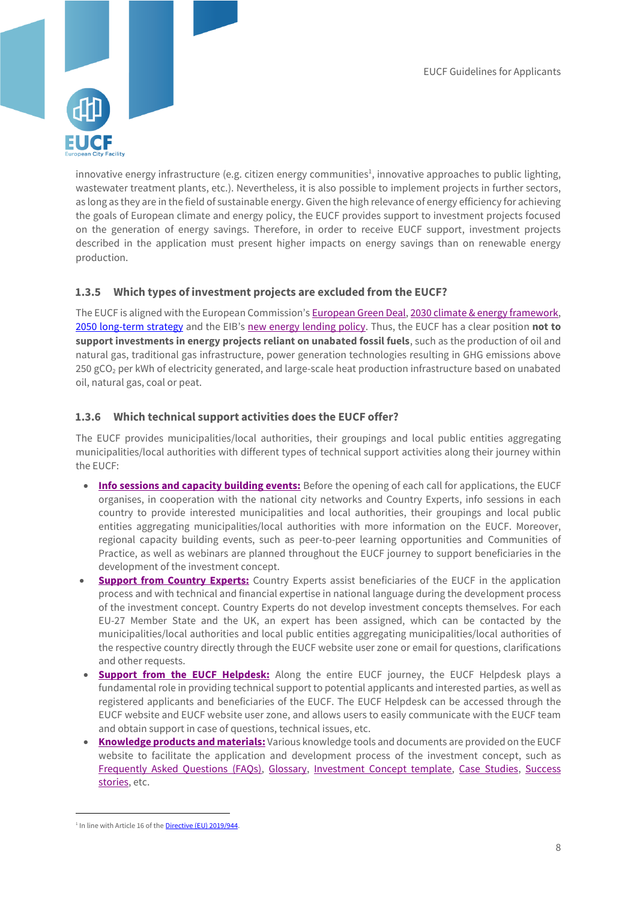innovative energy infrastructure (e.g. citizen energy communities[1], innovative approaches to public lighting, wastewater treatment plants, etc.). Nevertheless, it is also possible to implement projects in further sectors, as long as they are in the field of sustainable energy. Given the high relevance of energy efficiency for achieving the goals of European climate and energy policy, the EUCF provides support to investment projects focused on the generation of energy savings. Therefore, in order to receive EUCF support, investment projects described in the application must present higher impacts on energy savings than on renewable energy production.

### 1.3.5 Which types of investment projects are excluded from the EUCF?

The EUCF is aligned with the European Commission's European Green Deal, 2030 climate & energy framework, 2050 long-term strategy and the EIB's new energy lending policy. Thus, the EUCF has a clear position **not to support investments in energy projects reliant on unabated fossil fuels**, such as the production of oil and natural gas, traditional gas infrastructure, power generation technologies resulting in GHG emissions above 250 $gCO_2$ per kWh of electricity generated, and large-scale heat production infrastructure based on unabated oil, natural gas, coal or peat.

### 1.3.6 Which technical support activities does the EUCF offer?

The EUCF provides municipalities/local authorities, their groupings and local public entities aggregating municipalities/local authorities with different types of technical support activities along their journey within the EUCF:

- **Info sessions and capacity building events:** Before the opening of each call for applications, the EUCF organises, in cooperation with the national city networks and Country Experts, info sessions in each country to provide interested municipalities and local authorities, their groupings and local public entities aggregating municipalities/local authorities with more information on the EUCF. Moreover, regional capacity building events, such as peer-to-peer learning opportunities and Communities of Practice, as well as webinars are planned throughout the EUCF journey to support beneficiaries in the development of the investment concept.
- **Support from Country Experts:** Country Experts assist beneficiaries of the EUCF in the application process and with technical and financial expertise in national language during the development process of the investment concept. Country Experts do not develop investment concepts themselves. For each EU-27 Member State and the UK, an expert has been assigned, which can be contacted by the municipalities/local authorities and local public entities aggregating municipalities/local authorities of the respective country directly through the EUCF website user zone or email for questions, clarifications and other requests.
- **Support from the EUCF Helpdesk:** Along the entire EUCF journey, the EUCF Helpdesk plays a fundamental role in providing technical support to potential applicants and interested parties, as well as registered applicants and beneficiaries of the EUCF. The EUCF Helpdesk can be accessed through the EUCF website and EUCF website user zone, and allows users to easily communicate with the EUCF team and obtain support in case of questions, technical issues, etc.
- **Knowledge products and materials:** Various knowledge tools and documents are provided on the EUCF website to facilitate the application and development process of the investment concept, such as Frequently Asked Questions (FAQs), Glossary, Investment Concept template, Case Studies, Success stories, etc.

[1] In line with Article 16 of the Directive (EU) 2019/944.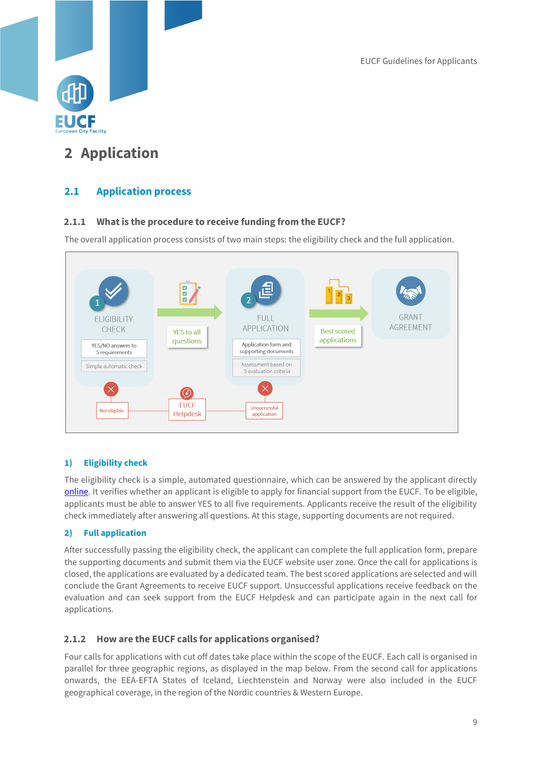# 2 Application

## 2.1 Application process

### 2.1.1 What is the procedure to receive funding from the EUCF?

The overall application process consists of two main steps: the eligibility check and the full application.

ELIGIBILITY CHECK

YES/NO answers to 5 requirements

Simple automatic check

YES to all questions

FULL APPLICATION

Application form and supporting documents

Assessment based on 5 evaluation criteria

Best scored applications

GRANT AGREEMENT

Not eligible

EUCF Helpdesk

Unsuccessful application

**1) Eligibility check**

The eligibility check is a simple, automated questionnaire, which can be answered by the applicant directly online. It verifies whether an applicant is eligible to apply for financial support from the EUCF. To be eligible, applicants must be able to answer YES to all five requirements. Applicants receive the result of the eligibility check immediately after answering all questions. At this stage, supporting documents are not required.

**2) Full application**

After successfully passing the eligibility check, the applicant can complete the full application form, prepare the supporting documents and submit them via the EUCF website user zone. Once the call for applications is closed, the applications are evaluated by a dedicated team. The best scored applications are selected and will conclude the Grant Agreements to receive EUCF support. Unsuccessful applications receive feedback on the evaluation and can seek support from the EUCF Helpdesk and can participate again in the next call for applications.

### 2.1.2 How are the EUCF calls for applications organised?

Four calls for applications with cut off dates take place within the scope of the EUCF. Each call is organised in parallel for three geographic regions, as displayed in the map below. From the second call for applications onwards, the EEA-EFTA States of Iceland, Liechtenstein and Norway were also included in the EUCF geographical coverage, in the region of the Nordic countries & Western Europe.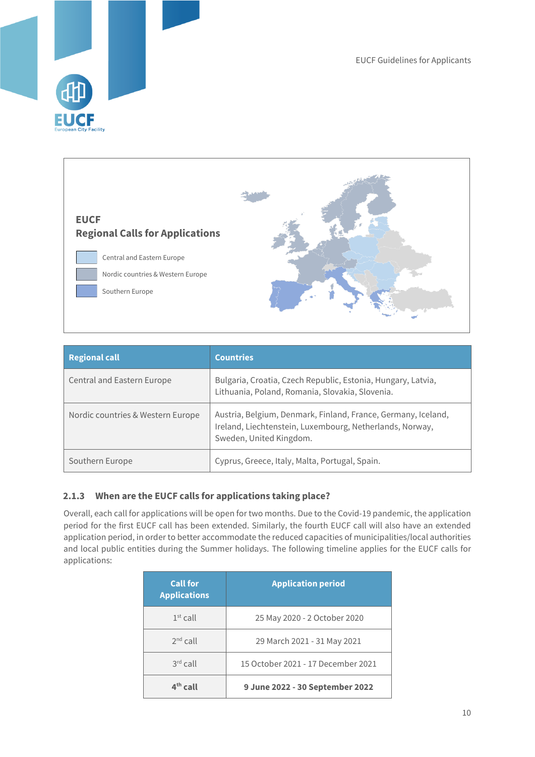**EUCF**
**Regional Calls for Applications**

- Central and Eastern Europe
- Nordic countries & Western Europe
- Southern Europe

| Regional call | Countries |
| --- | --- |
| Central and Eastern Europe | Bulgaria, Croatia, Czech Republic, Estonia, Hungary, Latvia, Lithuania, Poland, Romania, Slovakia, Slovenia. |
| Nordic countries & Western Europe | Austria, Belgium, Denmark, Finland, France, Germany, Iceland, Ireland, Liechtenstein, Luxembourg, Netherlands, Norway, Sweden, United Kingdom. |
| Southern Europe | Cyprus, Greece, Italy, Malta, Portugal, Spain. |

### 2.1.3 When are the EUCF calls for applications taking place?

Overall, each call for applications will be open for two months. Due to the Covid-19 pandemic, the application period for the first EUCF call has been extended. Similarly, the fourth EUCF call will also have an extended application period, in order to better accommodate the reduced capacities of municipalities/local authorities and local public entities during the Summer holidays. The following timeline applies for the EUCF calls for applications:

| Call for Applications | Application period |
| --- | --- |
| 1st call | 25 May 2020 - 2 October 2020 |
| 2nd call | 29 March 2021 - 31 May 2021 |
| 3rd call | 15 October 2021 - 17 December 2021 |
| **4th call** | **9 June 2022 - 30 September 2022** |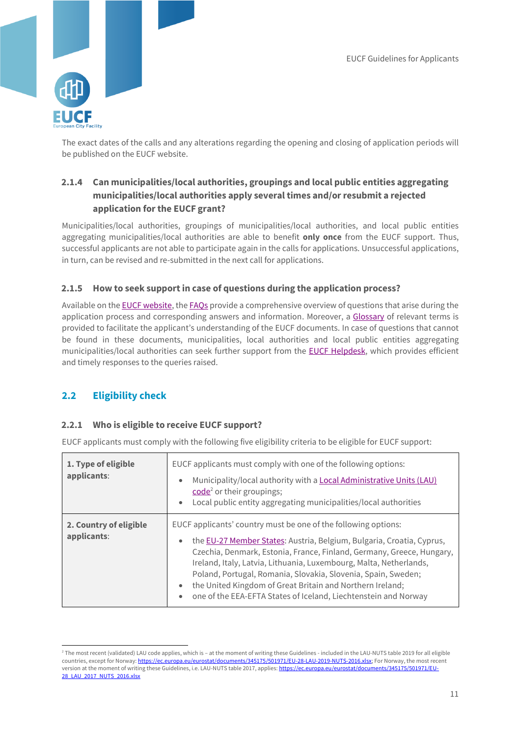The exact dates of the calls and any alterations regarding the opening and closing of application periods will be published on the EUCF website.

### 2.1.4 Can municipalities/local authorities, groupings and local public entities aggregating municipalities/local authorities apply several times and/or resubmit a rejected application for the EUCF grant?

Municipalities/local authorities, groupings of municipalities/local authorities, and local public entities aggregating municipalities/local authorities are able to benefit **only once** from the EUCF support. Thus, successful applicants are not able to participate again in the calls for applications. Unsuccessful applications, in turn, can be revised and re-submitted in the next call for applications.

### 2.1.5 How to seek support in case of questions during the application process?

Available on the EUCF website, the FAQs provide a comprehensive overview of questions that arise during the application process and corresponding answers and information. Moreover, a Glossary of relevant terms is provided to facilitate the applicant's understanding of the EUCF documents. In case of questions that cannot be found in these documents, municipalities, local authorities and local public entities aggregating municipalities/local authorities can seek further support from the EUCF Helpdesk, which provides efficient and timely responses to the queries raised.

## 2.2 Eligibility check

### 2.2.1 Who is eligible to receive EUCF support?

EUCF applicants must comply with the following five eligibility criteria to be eligible for EUCF support:

| | |
|---|---|
| **1. Type of eligible applicants**: | EUCF applicants must comply with one of the following options:<br>• Municipality/local authority with a Local Administrative Units (LAU) code[2] or their groupings;<br>• Local public entity aggregating municipalities/local authorities |
| **2. Country of eligible applicants**: | EUCF applicants' country must be one of the following options:<br>• the EU-27 Member States: Austria, Belgium, Bulgaria, Croatia, Cyprus, Czechia, Denmark, Estonia, France, Finland, Germany, Greece, Hungary, Ireland, Italy, Latvia, Lithuania, Luxembourg, Malta, Netherlands, Poland, Portugal, Romania, Slovakia, Slovenia, Spain, Sweden;<br>• the United Kingdom of Great Britain and Northern Ireland;<br>• one of the EEA-EFTA States of Iceland, Liechtenstein and Norway |

[2] The most recent (validated) LAU code applies, which is – at the moment of writing these Guidelines - included in the LAU-NUTS table 2019 for all eligible countries, except for Norway: https://ec.europa.eu/eurostat/documents/345175/501971/EU-28-LAU-2019-NUTS-2016.xlsx; For Norway, the most recent version at the moment of writing these Guidelines, i.e. LAU-NUTS table 2017, applies: https://ec.europa.eu/eurostat/documents/345175/501971/EU-28_LAU_2017_NUTS_2016.xlsx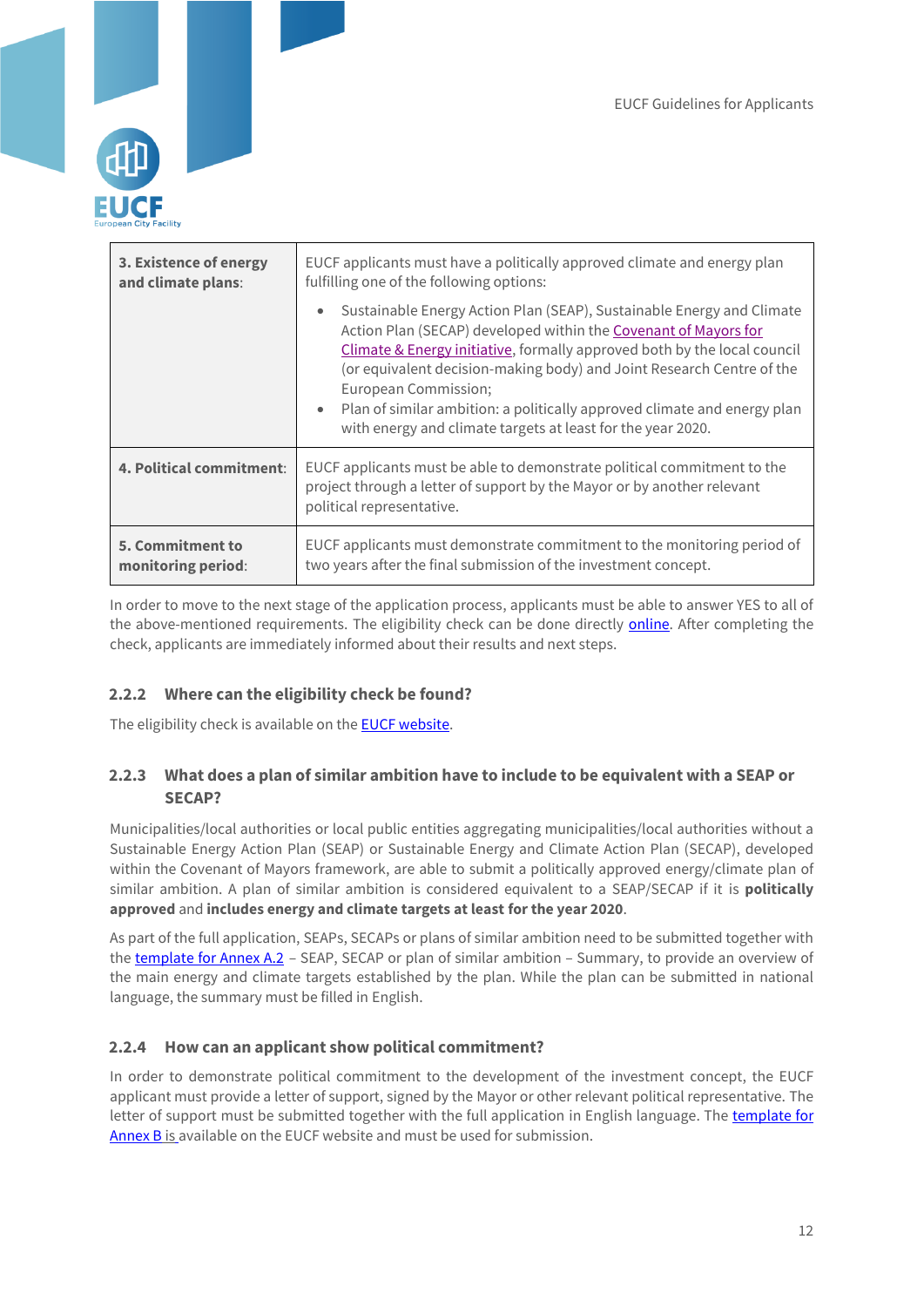| | |
|---|---|
| **3. Existence of energy and climate plans**: | EUCF applicants must have a politically approved climate and energy plan fulfilling one of the following options:<br>• Sustainable Energy Action Plan (SEAP), Sustainable Energy and Climate Action Plan (SECAP) developed within the Covenant of Mayors for Climate & Energy initiative, formally approved both by the local council (or equivalent decision-making body) and Joint Research Centre of the European Commission;<br>• Plan of similar ambition: a politically approved climate and energy plan with energy and climate targets at least for the year 2020. |
| **4. Political commitment**: | EUCF applicants must be able to demonstrate political commitment to the project through a letter of support by the Mayor or by another relevant political representative. |
| **5. Commitment to monitoring period**: | EUCF applicants must demonstrate commitment to the monitoring period of two years after the final submission of the investment concept. |

In order to move to the next stage of the application process, applicants must be able to answer YES to all of the above-mentioned requirements. The eligibility check can be done directly online. After completing the check, applicants are immediately informed about their results and next steps.

### 2.2.2 Where can the eligibility check be found?

The eligibility check is available on the EUCF website.

### 2.2.3 What does a plan of similar ambition have to include to be equivalent with a SEAP or SECAP?

Municipalities/local authorities or local public entities aggregating municipalities/local authorities without a Sustainable Energy Action Plan (SEAP) or Sustainable Energy and Climate Action Plan (SECAP), developed within the Covenant of Mayors framework, are able to submit a politically approved energy/climate plan of similar ambition. A plan of similar ambition is considered equivalent to a SEAP/SECAP if it is **politically approved** and **includes energy and climate targets at least for the year 2020**.

As part of the full application, SEAPs, SECAPs or plans of similar ambition need to be submitted together with the template for Annex A.2 – SEAP, SECAP or plan of similar ambition – Summary, to provide an overview of the main energy and climate targets established by the plan. While the plan can be submitted in national language, the summary must be filled in English.

### 2.2.4 How can an applicant show political commitment?

In order to demonstrate political commitment to the development of the investment concept, the EUCF applicant must provide a letter of support, signed by the Mayor or other relevant political representative. The letter of support must be submitted together with the full application in English language. The template for Annex B is available on the EUCF website and must be used for submission.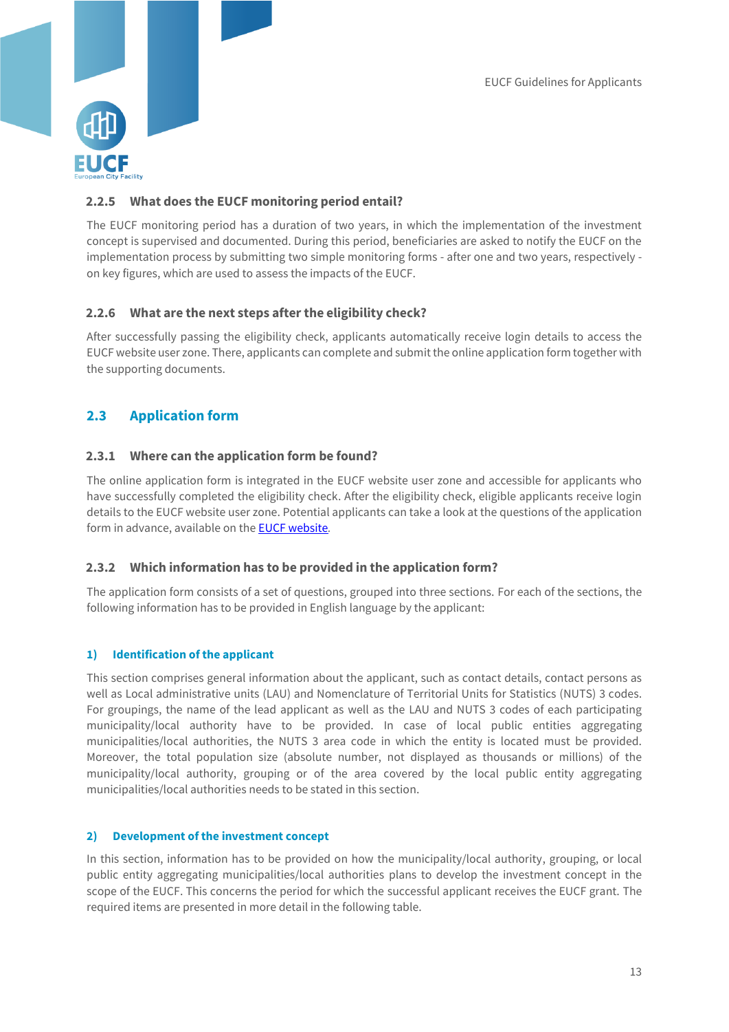### 2.2.5 What does the EUCF monitoring period entail?

The EUCF monitoring period has a duration of two years, in which the implementation of the investment concept is supervised and documented. During this period, beneficiaries are asked to notify the EUCF on the implementation process by submitting two simple monitoring forms - after one and two years, respectively - on key figures, which are used to assess the impacts of the EUCF.

### 2.2.6 What are the next steps after the eligibility check?

After successfully passing the eligibility check, applicants automatically receive login details to access the EUCF website user zone. There, applicants can complete and submit the online application form together with the supporting documents.

## 2.3 Application form

### 2.3.1 Where can the application form be found?

The online application form is integrated in the EUCF website user zone and accessible for applicants who have successfully completed the eligibility check. After the eligibility check, eligible applicants receive login details to the EUCF website user zone. Potential applicants can take a look at the questions of the application form in advance, available on the EUCF website.

### 2.3.2 Which information has to be provided in the application form?

The application form consists of a set of questions, grouped into three sections. For each of the sections, the following information has to be provided in English language by the applicant:

#### 1) Identification of the applicant

This section comprises general information about the applicant, such as contact details, contact persons as well as Local administrative units (LAU) and Nomenclature of Territorial Units for Statistics (NUTS) 3 codes. For groupings, the name of the lead applicant as well as the LAU and NUTS 3 codes of each participating municipality/local authority have to be provided. In case of local public entities aggregating municipalities/local authorities, the NUTS 3 area code in which the entity is located must be provided. Moreover, the total population size (absolute number, not displayed as thousands or millions) of the municipality/local authority, grouping or of the area covered by the local public entity aggregating municipalities/local authorities needs to be stated in this section.

#### 2) Development of the investment concept

In this section, information has to be provided on how the municipality/local authority, grouping, or local public entity aggregating municipalities/local authorities plans to develop the investment concept in the scope of the EUCF. This concerns the period for which the successful applicant receives the EUCF grant. The required items are presented in more detail in the following table.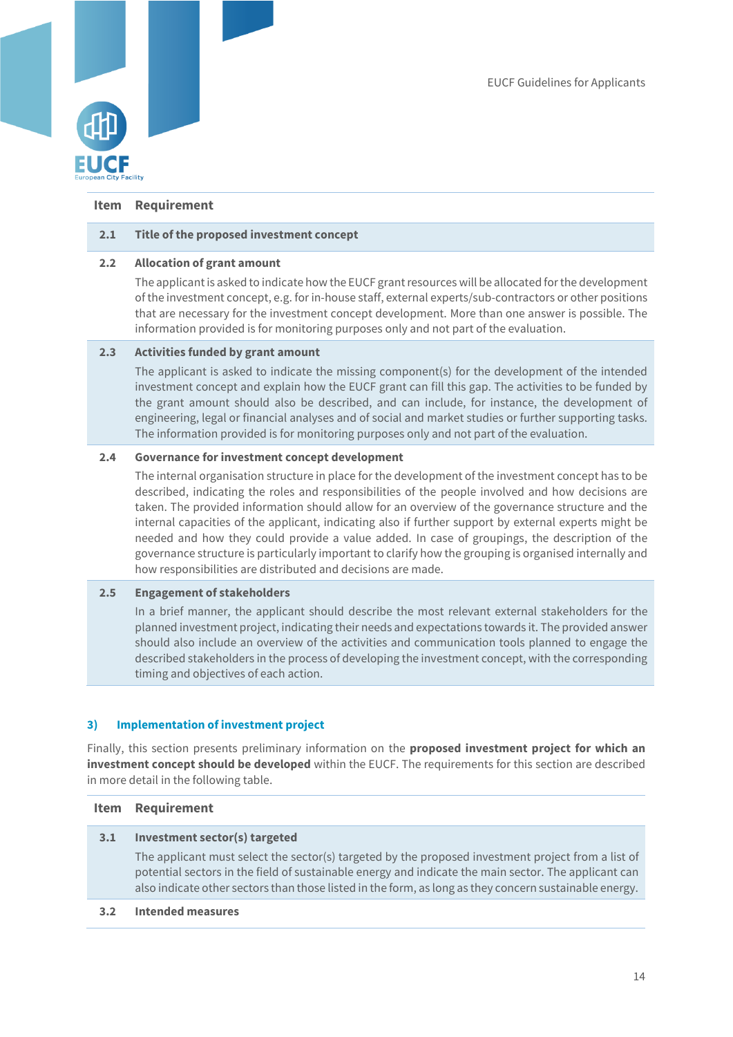| Item | Requirement |
|---|---|
| **2.1** | **Title of the proposed investment concept** |
| **2.2** | **Allocation of grant amount**<br>The applicant is asked to indicate how the EUCF grant resources will be allocated for the development of the investment concept, e.g. for in-house staff, external experts/sub-contractors or other positions that are necessary for the investment concept development. More than one answer is possible. The information provided is for monitoring purposes only and not part of the evaluation. |
| **2.3** | **Activities funded by grant amount**<br>The applicant is asked to indicate the missing component(s) for the development of the intended investment concept and explain how the EUCF grant can fill this gap. The activities to be funded by the grant amount should also be described, and can include, for instance, the development of engineering, legal or financial analyses and of social and market studies or further supporting tasks. The information provided is for monitoring purposes only and not part of the evaluation. |
| **2.4** | **Governance for investment concept development**<br>The internal organisation structure in place for the development of the investment concept has to be described, indicating the roles and responsibilities of the people involved and how decisions are taken. The provided information should allow for an overview of the governance structure and the internal capacities of the applicant, indicating also if further support by external experts might be needed and how they could provide a value added. In case of groupings, the description of the governance structure is particularly important to clarify how the grouping is organised internally and how responsibilities are distributed and decisions are made. |
| **2.5** | **Engagement of stakeholders**<br>In a brief manner, the applicant should describe the most relevant external stakeholders for the planned investment project, indicating their needs and expectations towards it. The provided answer should also include an overview of the activities and communication tools planned to engage the described stakeholders in the process of developing the investment concept, with the corresponding timing and objectives of each action. |

### 3) Implementation of investment project

Finally, this section presents preliminary information on the **proposed investment project for which an investment concept should be developed** within the EUCF. The requirements for this section are described in more detail in the following table.

| Item | Requirement |
|---|---|
| **3.1** | **Investment sector(s) targeted**<br>The applicant must select the sector(s) targeted by the proposed investment project from a list of potential sectors in the field of sustainable energy and indicate the main sector. The applicant can also indicate other sectors than those listed in the form, as long as they concern sustainable energy. |
| **3.2** | **Intended measures** |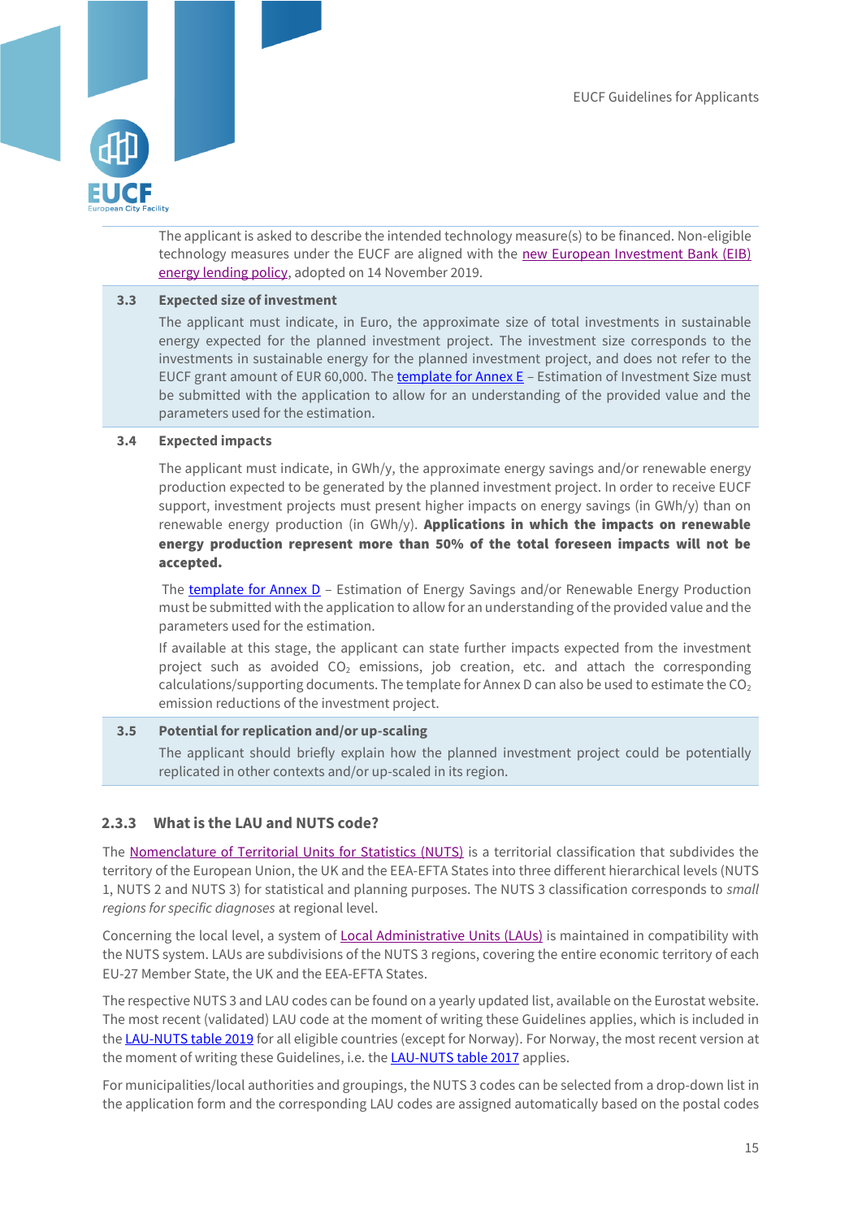The applicant is asked to describe the intended technology measure(s) to be financed. Non-eligible technology measures under the EUCF are aligned with the new European Investment Bank (EIB) energy lending policy, adopted on 14 November 2019.

**3.3 Expected size of investment**

The applicant must indicate, in Euro, the approximate size of total investments in sustainable energy expected for the planned investment project. The investment size corresponds to the investments in sustainable energy for the planned investment project, and does not refer to the EUCF grant amount of EUR 60,000. The template for Annex E – Estimation of Investment Size must be submitted with the application to allow for an understanding of the provided value and the parameters used for the estimation.

**3.4 Expected impacts**

The applicant must indicate, in GWh/y, the approximate energy savings and/or renewable energy production expected to be generated by the planned investment project. In order to receive EUCF support, investment projects must present higher impacts on energy savings (in GWh/y) than on renewable energy production (in GWh/y). **Applications in which the impacts on renewable energy production represent more than 50% of the total foreseen impacts will not be accepted.**

The template for Annex D – Estimation of Energy Savings and/or Renewable Energy Production must be submitted with the application to allow for an understanding of the provided value and the parameters used for the estimation.

If available at this stage, the applicant can state further impacts expected from the investment project such as avoided $CO_2$ emissions, job creation, etc. and attach the corresponding calculations/supporting documents. The template for Annex D can also be used to estimate the $CO_2$ emission reductions of the investment project.

**3.5 Potential for replication and/or up-scaling**

The applicant should briefly explain how the planned investment project could be potentially replicated in other contexts and/or up-scaled in its region.

### 2.3.3 What is the LAU and NUTS code?

The Nomenclature of Territorial Units for Statistics (NUTS) is a territorial classification that subdivides the territory of the European Union, the UK and the EEA-EFTA States into three different hierarchical levels (NUTS 1, NUTS 2 and NUTS 3) for statistical and planning purposes. The NUTS 3 classification corresponds to *small regions for specific diagnoses* at regional level.

Concerning the local level, a system of Local Administrative Units (LAUs) is maintained in compatibility with the NUTS system. LAUs are subdivisions of the NUTS 3 regions, covering the entire economic territory of each EU-27 Member State, the UK and the EEA-EFTA States.

The respective NUTS 3 and LAU codes can be found on a yearly updated list, available on the Eurostat website. The most recent (validated) LAU code at the moment of writing these Guidelines applies, which is included in the LAU-NUTS table 2019 for all eligible countries (except for Norway). For Norway, the most recent version at the moment of writing these Guidelines, i.e. the LAU-NUTS table 2017 applies.

For municipalities/local authorities and groupings, the NUTS 3 codes can be selected from a drop-down list in the application form and the corresponding LAU codes are assigned automatically based on the postal codes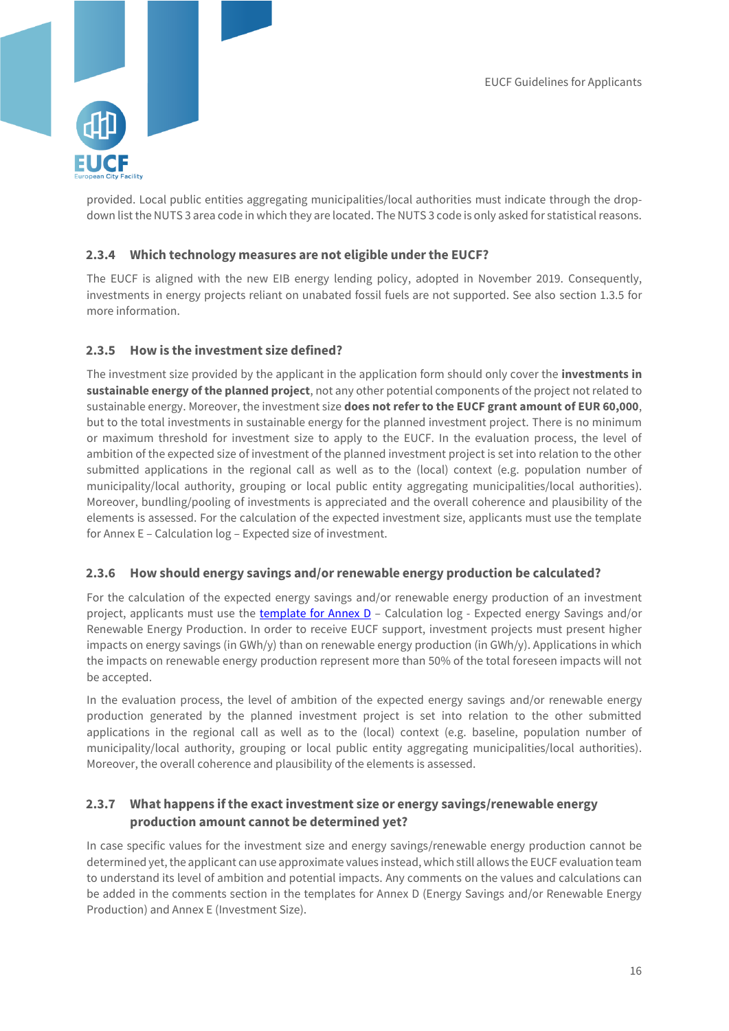provided. Local public entities aggregating municipalities/local authorities must indicate through the drop-down list the NUTS 3 area code in which they are located. The NUTS 3 code is only asked for statistical reasons.

### 2.3.4 Which technology measures are not eligible under the EUCF?

The EUCF is aligned with the new EIB energy lending policy, adopted in November 2019. Consequently, investments in energy projects reliant on unabated fossil fuels are not supported. See also section 1.3.5 for more information.

### 2.3.5 How is the investment size defined?

The investment size provided by the applicant in the application form should only cover the **investments in sustainable energy of the planned project**, not any other potential components of the project not related to sustainable energy. Moreover, the investment size **does not refer to the EUCF grant amount of EUR 60,000**, but to the total investments in sustainable energy for the planned investment project. There is no minimum or maximum threshold for investment size to apply to the EUCF. In the evaluation process, the level of ambition of the expected size of investment of the planned investment project is set into relation to the other submitted applications in the regional call as well as to the (local) context (e.g. population number of municipality/local authority, grouping or local public entity aggregating municipalities/local authorities). Moreover, bundling/pooling of investments is appreciated and the overall coherence and plausibility of the elements is assessed. For the calculation of the expected investment size, applicants must use the template for Annex E – Calculation log – Expected size of investment.

### 2.3.6 How should energy savings and/or renewable energy production be calculated?

For the calculation of the expected energy savings and/or renewable energy production of an investment project, applicants must use the template for Annex D – Calculation log - Expected energy Savings and/or Renewable Energy Production. In order to receive EUCF support, investment projects must present higher impacts on energy savings (in GWh/y) than on renewable energy production (in GWh/y). Applications in which the impacts on renewable energy production represent more than 50% of the total foreseen impacts will not be accepted.

In the evaluation process, the level of ambition of the expected energy savings and/or renewable energy production generated by the planned investment project is set into relation to the other submitted applications in the regional call as well as to the (local) context (e.g. baseline, population number of municipality/local authority, grouping or local public entity aggregating municipalities/local authorities). Moreover, the overall coherence and plausibility of the elements is assessed.

### 2.3.7 What happens if the exact investment size or energy savings/renewable energy production amount cannot be determined yet?

In case specific values for the investment size and energy savings/renewable energy production cannot be determined yet, the applicant can use approximate values instead, which still allows the EUCF evaluation team to understand its level of ambition and potential impacts. Any comments on the values and calculations can be added in the comments section in the templates for Annex D (Energy Savings and/or Renewable Energy Production) and Annex E (Investment Size).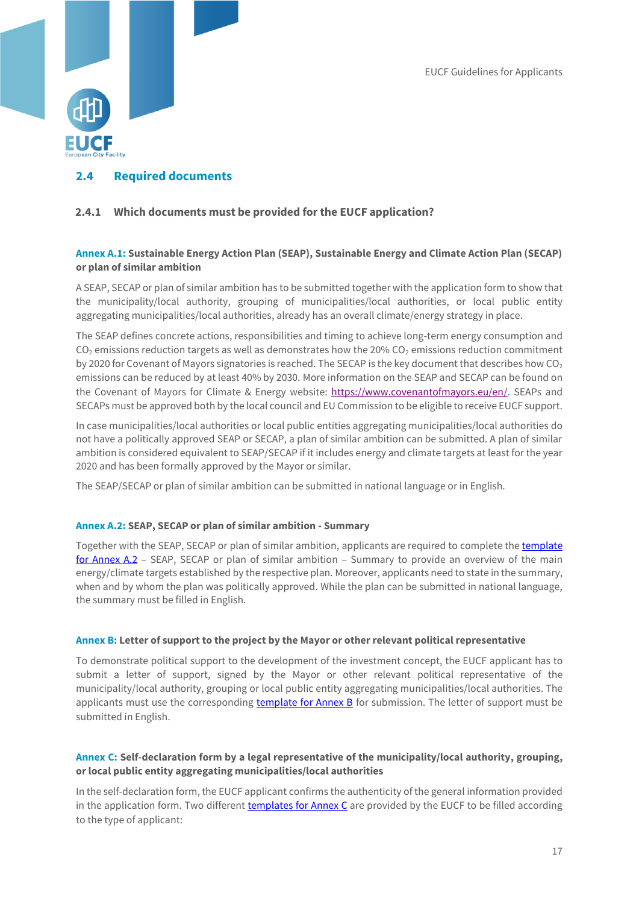## 2.4 Required documents

### 2.4.1 Which documents must be provided for the EUCF application?

**Annex A.1: Sustainable Energy Action Plan (SEAP), Sustainable Energy and Climate Action Plan (SECAP) or plan of similar ambition**

A SEAP, SECAP or plan of similar ambition has to be submitted together with the application form to show that the municipality/local authority, grouping of municipalities/local authorities, or local public entity aggregating municipalities/local authorities, already has an overall climate/energy strategy in place.

The SEAP defines concrete actions, responsibilities and timing to achieve long-term energy consumption and $CO_2$ emissions reduction targets as well as demonstrates how the 20% $CO_2$ emissions reduction commitment by 2020 for Covenant of Mayors signatories is reached. The SECAP is the key document that describes how $CO_2$ emissions can be reduced by at least 40% by 2030. More information on the SEAP and SECAP can be found on the Covenant of Mayors for Climate & Energy website: [https://www.covenantofmayors.eu/en/](https://www.covenantofmayors.eu/en/). SEAPs and SECAPs must be approved both by the local council and EU Commission to be eligible to receive EUCF support.

In case municipalities/local authorities or local public entities aggregating municipalities/local authorities do not have a politically approved SEAP or SECAP, a plan of similar ambition can be submitted. A plan of similar ambition is considered equivalent to SEAP/SECAP if it includes energy and climate targets at least for the year 2020 and has been formally approved by the Mayor or similar.

The SEAP/SECAP or plan of similar ambition can be submitted in national language or in English.

**Annex A.2: SEAP, SECAP or plan of similar ambition - Summary**

Together with the SEAP, SECAP or plan of similar ambition, applicants are required to complete the template for Annex A.2 – SEAP, SECAP or plan of similar ambition – Summary to provide an overview of the main energy/climate targets established by the respective plan. Moreover, applicants need to state in the summary, when and by whom the plan was politically approved. While the plan can be submitted in national language, the summary must be filled in English.

**Annex B: Letter of support to the project by the Mayor or other relevant political representative**

To demonstrate political support to the development of the investment concept, the EUCF applicant has to submit a letter of support, signed by the Mayor or other relevant political representative of the municipality/local authority, grouping or local public entity aggregating municipalities/local authorities. The applicants must use the corresponding template for Annex B for submission. The letter of support must be submitted in English.

**Annex C: Self-declaration form by a legal representative of the municipality/local authority, grouping, or local public entity aggregating municipalities/local authorities**

In the self-declaration form, the EUCF applicant confirms the authenticity of the general information provided in the application form. Two different templates for Annex C are provided by the EUCF to be filled according to the type of applicant: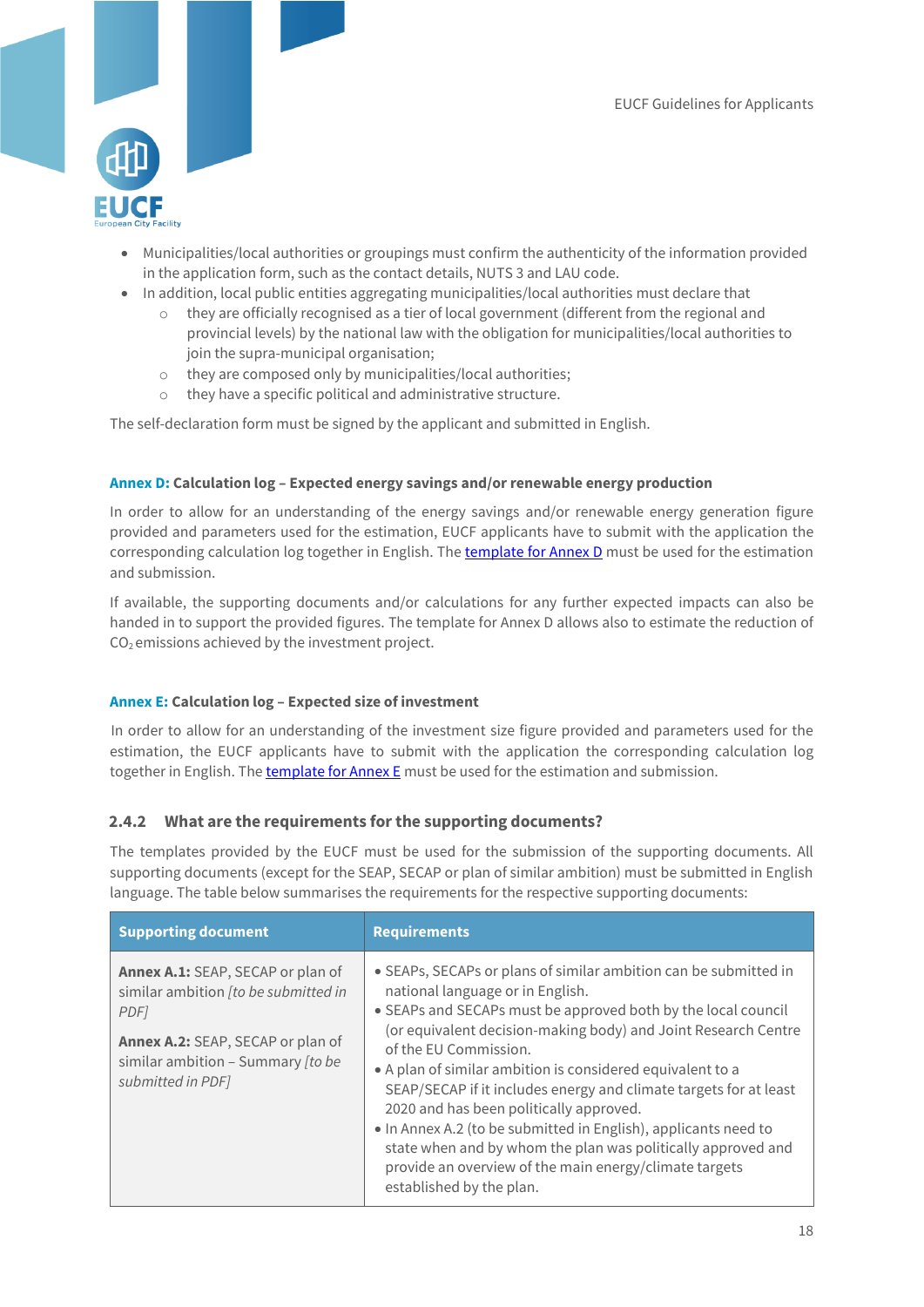- Municipalities/local authorities or groupings must confirm the authenticity of the information provided in the application form, such as the contact details, NUTS 3 and LAU code.
- In addition, local public entities aggregating municipalities/local authorities must declare that
  - they are officially recognised as a tier of local government (different from the regional and provincial levels) by the national law with the obligation for municipalities/local authorities to join the supra-municipal organisation;
  - they are composed only by municipalities/local authorities;
  - they have a specific political and administrative structure.

The self-declaration form must be signed by the applicant and submitted in English.

**Annex D: Calculation log – Expected energy savings and/or renewable energy production**

In order to allow for an understanding of the energy savings and/or renewable energy generation figure provided and parameters used for the estimation, EUCF applicants have to submit with the application the corresponding calculation log together in English. The template for Annex D must be used for the estimation and submission.

If available, the supporting documents and/or calculations for any further expected impacts can also be handed in to support the provided figures. The template for Annex D allows also to estimate the reduction of $CO_2$ emissions achieved by the investment project.

**Annex E: Calculation log – Expected size of investment**

In order to allow for an understanding of the investment size figure provided and parameters used for the estimation, the EUCF applicants have to submit with the application the corresponding calculation log together in English. The template for Annex E must be used for the estimation and submission.

### 2.4.2 What are the requirements for the supporting documents?

The templates provided by the EUCF must be used for the submission of the supporting documents. All supporting documents (except for the SEAP, SECAP or plan of similar ambition) must be submitted in English language. The table below summarises the requirements for the respective supporting documents:

| Supporting document | Requirements |
|---|---|
| **Annex A.1:** SEAP, SECAP or plan of similar ambition *[to be submitted in PDF]*<br><br>**Annex A.2:** SEAP, SECAP or plan of similar ambition – Summary *[to be submitted in PDF]* | • SEAPs, SECAPs or plans of similar ambition can be submitted in national language or in English.<br>• SEAPs and SECAPs must be approved both by the local council (or equivalent decision-making body) and Joint Research Centre of the EU Commission.<br>• A plan of similar ambition is considered equivalent to a SEAP/SECAP if it includes energy and climate targets for at least 2020 and has been politically approved.<br>• In Annex A.2 (to be submitted in English), applicants need to state when and by whom the plan was politically approved and provide an overview of the main energy/climate targets established by the plan. |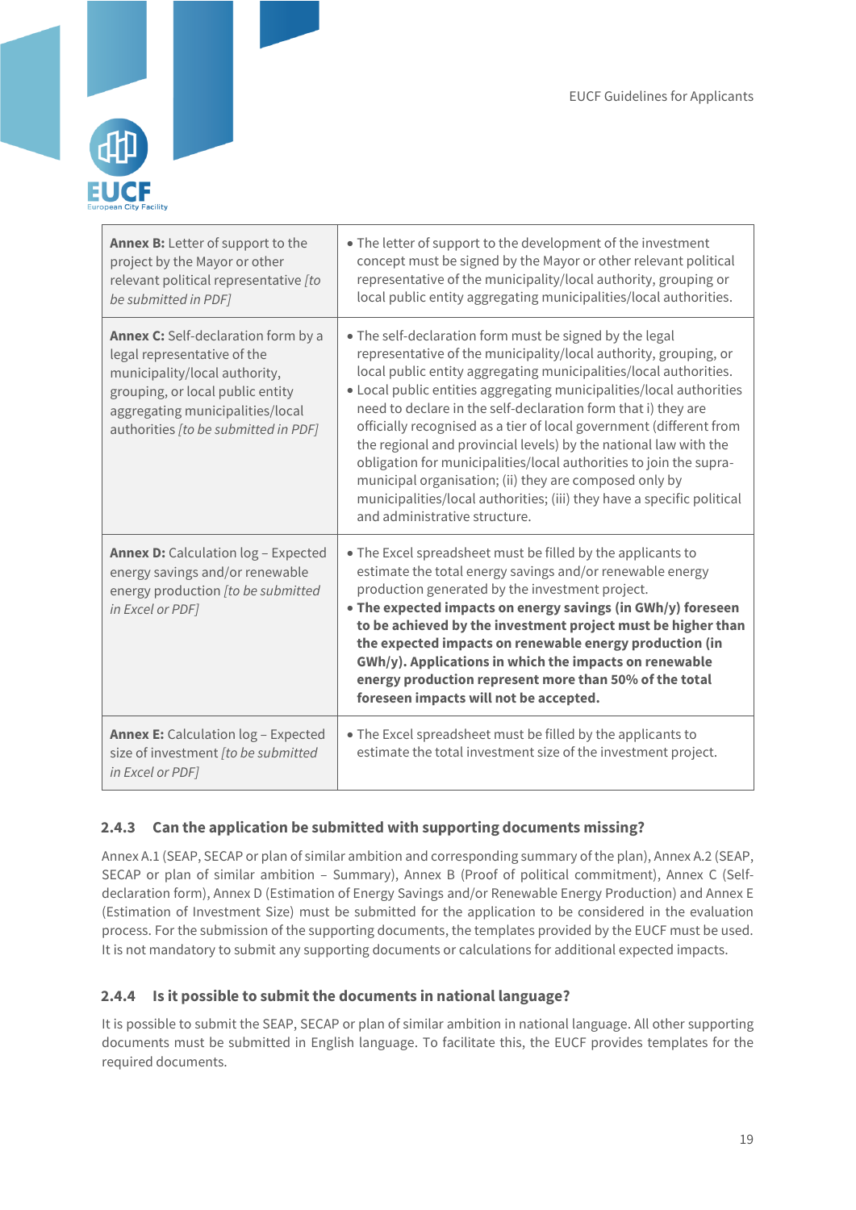| | |
|---|---|
| **Annex B:** Letter of support to the project by the Mayor or other relevant political representative *[to be submitted in PDF]* | • The letter of support to the development of the investment concept must be signed by the Mayor or other relevant political representative of the municipality/local authority, grouping or local public entity aggregating municipalities/local authorities. |
| **Annex C:** Self-declaration form by a legal representative of the municipality/local authority, grouping, or local public entity aggregating municipalities/local authorities *[to be submitted in PDF]* | • The self-declaration form must be signed by the legal representative of the municipality/local authority, grouping, or local public entity aggregating municipalities/local authorities.<br>• Local public entities aggregating municipalities/local authorities need to declare in the self-declaration form that i) they are officially recognised as a tier of local government (different from the regional and provincial levels) by the national law with the obligation for municipalities/local authorities to join the supra-municipal organisation; (ii) they are composed only by municipalities/local authorities; (iii) they have a specific political and administrative structure. |
| **Annex D:** Calculation log – Expected energy savings and/or renewable energy production *[to be submitted in Excel or PDF]* | • The Excel spreadsheet must be filled by the applicants to estimate the total energy savings and/or renewable energy production generated by the investment project.<br>• **The expected impacts on energy savings (in GWh/y) foreseen to be achieved by the investment project must be higher than the expected impacts on renewable energy production (in GWh/y). Applications in which the impacts on renewable energy production represent more than 50% of the total foreseen impacts will not be accepted.** |
| **Annex E:** Calculation log – Expected size of investment *[to be submitted in Excel or PDF]* | • The Excel spreadsheet must be filled by the applicants to estimate the total investment size of the investment project. |

### 2.4.3 Can the application be submitted with supporting documents missing?

Annex A.1 (SEAP, SECAP or plan of similar ambition and corresponding summary of the plan), Annex A.2 (SEAP, SECAP or plan of similar ambition – Summary), Annex B (Proof of political commitment), Annex C (Self-declaration form), Annex D (Estimation of Energy Savings and/or Renewable Energy Production) and Annex E (Estimation of Investment Size) must be submitted for the application to be considered in the evaluation process. For the submission of the supporting documents, the templates provided by the EUCF must be used. It is not mandatory to submit any supporting documents or calculations for additional expected impacts.

### 2.4.4 Is it possible to submit the documents in national language?

It is possible to submit the SEAP, SECAP or plan of similar ambition in national language. All other supporting documents must be submitted in English language. To facilitate this, the EUCF provides templates for the required documents.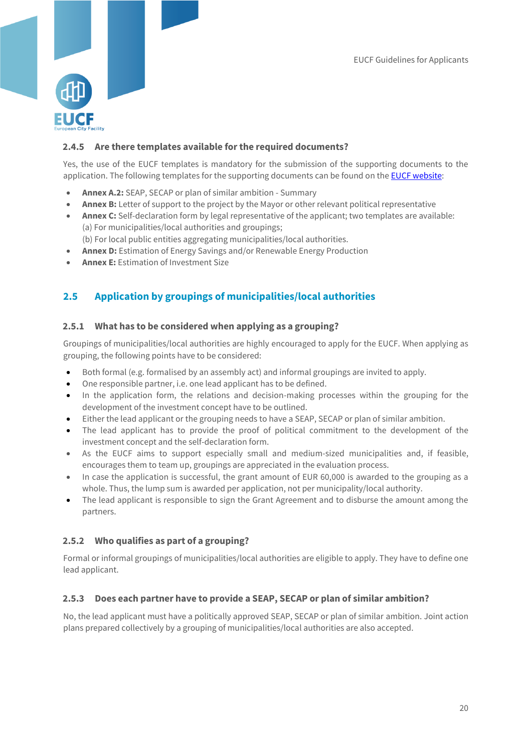### 2.4.5 Are there templates available for the required documents?

Yes, the use of the EUCF templates is mandatory for the submission of the supporting documents to the application. The following templates for the supporting documents can be found on the EUCF website:

- **Annex A.2:** SEAP, SECAP or plan of similar ambition - Summary
- **Annex B:** Letter of support to the project by the Mayor or other relevant political representative
- **Annex C:** Self-declaration form by legal representative of the applicant; two templates are available:
  (a) For municipalities/local authorities and groupings;
  (b) For local public entities aggregating municipalities/local authorities.
- **Annex D:** Estimation of Energy Savings and/or Renewable Energy Production
- **Annex E:** Estimation of Investment Size

## 2.5 Application by groupings of municipalities/local authorities

### 2.5.1 What has to be considered when applying as a grouping?

Groupings of municipalities/local authorities are highly encouraged to apply for the EUCF. When applying as grouping, the following points have to be considered:

- Both formal (e.g. formalised by an assembly act) and informal groupings are invited to apply.
- One responsible partner, i.e. one lead applicant has to be defined.
- In the application form, the relations and decision-making processes within the grouping for the development of the investment concept have to be outlined.
- Either the lead applicant or the grouping needs to have a SEAP, SECAP or plan of similar ambition.
- The lead applicant has to provide the proof of political commitment to the development of the investment concept and the self-declaration form.
- As the EUCF aims to support especially small and medium-sized municipalities and, if feasible, encourages them to team up, groupings are appreciated in the evaluation process.
- In case the application is successful, the grant amount of EUR 60,000 is awarded to the grouping as a whole. Thus, the lump sum is awarded per application, not per municipality/local authority.
- The lead applicant is responsible to sign the Grant Agreement and to disburse the amount among the partners.

### 2.5.2 Who qualifies as part of a grouping?

Formal or informal groupings of municipalities/local authorities are eligible to apply. They have to define one lead applicant.

### 2.5.3 Does each partner have to provide a SEAP, SECAP or plan of similar ambition?

No, the lead applicant must have a politically approved SEAP, SECAP or plan of similar ambition. Joint action plans prepared collectively by a grouping of municipalities/local authorities are also accepted.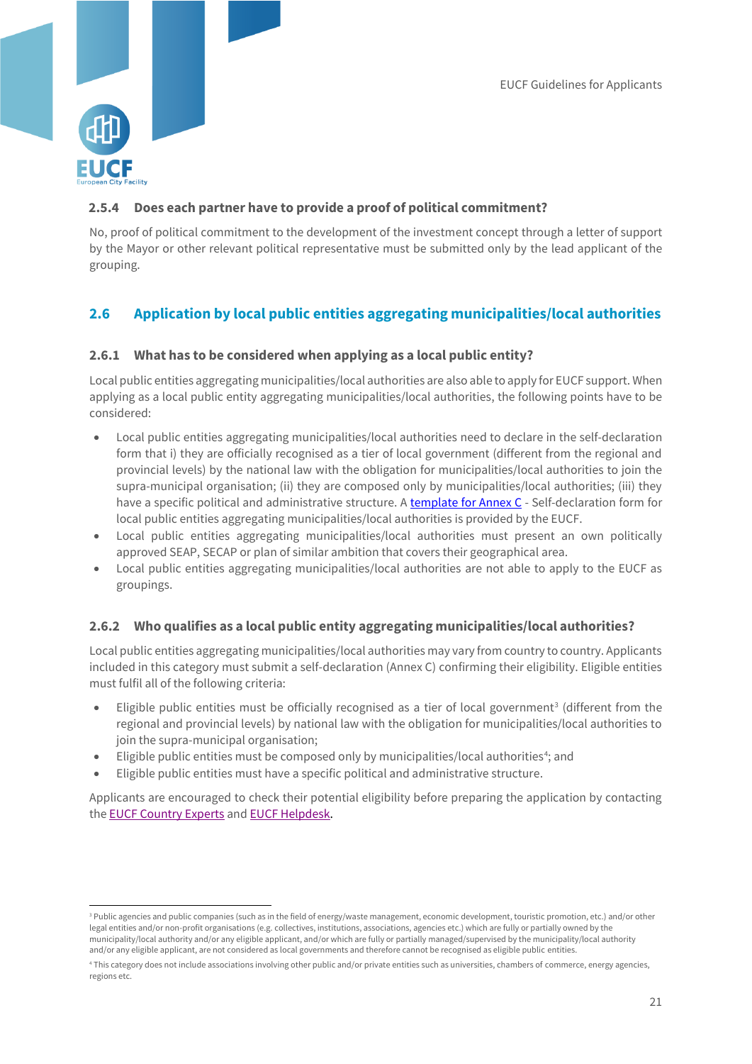#### 2.5.4 Does each partner have to provide a proof of political commitment?

No, proof of political commitment to the development of the investment concept through a letter of support by the Mayor or other relevant political representative must be submitted only by the lead applicant of the grouping.

### 2.6 Application by local public entities aggregating municipalities/local authorities

#### 2.6.1 What has to be considered when applying as a local public entity?

Local public entities aggregating municipalities/local authorities are also able to apply for EUCF support. When applying as a local public entity aggregating municipalities/local authorities, the following points have to be considered:

- Local public entities aggregating municipalities/local authorities need to declare in the self-declaration form that i) they are officially recognised as a tier of local government (different from the regional and provincial levels) by the national law with the obligation for municipalities/local authorities to join the supra-municipal organisation; (ii) they are composed only by municipalities/local authorities; (iii) they have a specific political and administrative structure. A template for Annex C - Self-declaration form for local public entities aggregating municipalities/local authorities is provided by the EUCF.
- Local public entities aggregating municipalities/local authorities must present an own politically approved SEAP, SECAP or plan of similar ambition that covers their geographical area.
- Local public entities aggregating municipalities/local authorities are not able to apply to the EUCF as groupings.

#### 2.6.2 Who qualifies as a local public entity aggregating municipalities/local authorities?

Local public entities aggregating municipalities/local authorities may vary from country to country. Applicants included in this category must submit a self-declaration (Annex C) confirming their eligibility. Eligible entities must fulfil all of the following criteria:

- Eligible public entities must be officially recognised as a tier of local government[3] (different from the regional and provincial levels) by national law with the obligation for municipalities/local authorities to join the supra-municipal organisation;
- Eligible public entities must be composed only by municipalities/local authorities[4]; and
- Eligible public entities must have a specific political and administrative structure.

Applicants are encouraged to check their potential eligibility before preparing the application by contacting the EUCF Country Experts and EUCF Helpdesk.

---

[3] Public agencies and public companies (such as in the field of energy/waste management, economic development, touristic promotion, etc.) and/or other legal entities and/or non-profit organisations (e.g. collectives, institutions, associations, agencies etc.) which are fully or partially owned by the municipality/local authority and/or any eligible applicant, and/or which are fully or partially managed/supervised by the municipality/local authority and/or any eligible applicant, are not considered as local governments and therefore cannot be recognised as eligible public entities.

[4] This category does not include associations involving other public and/or private entities such as universities, chambers of commerce, energy agencies, regions etc.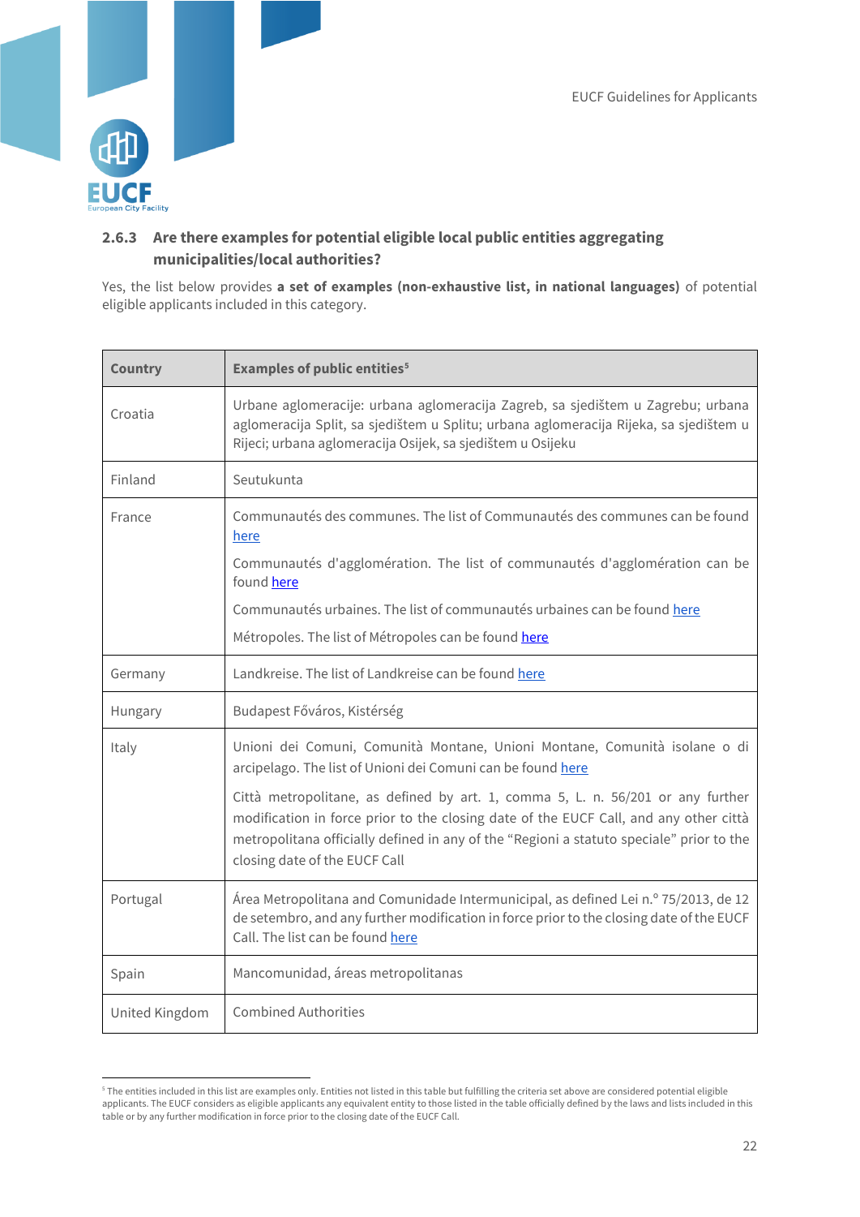### 2.6.3 Are there examples for potential eligible local public entities aggregating municipalities/local authorities?

Yes, the list below provides **a set of examples (non-exhaustive list, in national languages)** of potential eligible applicants included in this category.

| Country | Examples of public entities[5] |
|---|---|
| Croatia | Urbane aglomeracije: urbana aglomeracija Zagreb, sa sjedištem u Zagrebu; urbana aglomeracija Split, sa sjedištem u Splitu; urbana aglomeracija Rijeka, sa sjedištem u Rijeci; urbana aglomeracija Osijek, sa sjedištem u Osijeku |
| Finland | Seutukunta |
| France | Communautés des communes. The list of Communautés des communes can be found here<br><br>Communautés d'agglomération. The list of communautés d'agglomération can be found here<br><br>Communautés urbaines. The list of communautés urbaines can be found here<br><br>Métropoles. The list of Métropoles can be found here |
| Germany | Landkreise. The list of Landkreise can be found here |
| Hungary | Budapest Főváros, Kistérség |
| Italy | Unioni dei Comuni, Comunità Montane, Unioni Montane, Comunità isolane o di arcipelago. The list of Unioni dei Comuni can be found here<br><br>Città metropolitane, as defined by art. 1, comma 5, L. n. 56/201 or any further modification in force prior to the closing date of the EUCF Call, and any other città metropolitana officially defined in any of the "Regioni a statuto speciale" prior to the closing date of the EUCF Call |
| Portugal | Área Metropolitana and Comunidade Intermunicipal, as defined Lei n.º 75/2013, de 12 de setembro, and any further modification in force prior to the closing date of the EUCF Call. The list can be found here |
| Spain | Mancomunidad, áreas metropolitanas |
| United Kingdom | Combined Authorities |

[5] The entities included in this list are examples only. Entities not listed in this table but fulfilling the criteria set above are considered potential eligible applicants. The EUCF considers as eligible applicants any equivalent entity to those listed in the table officially defined by the laws and lists included in this table or by any further modification in force prior to the closing date of the EUCF Call.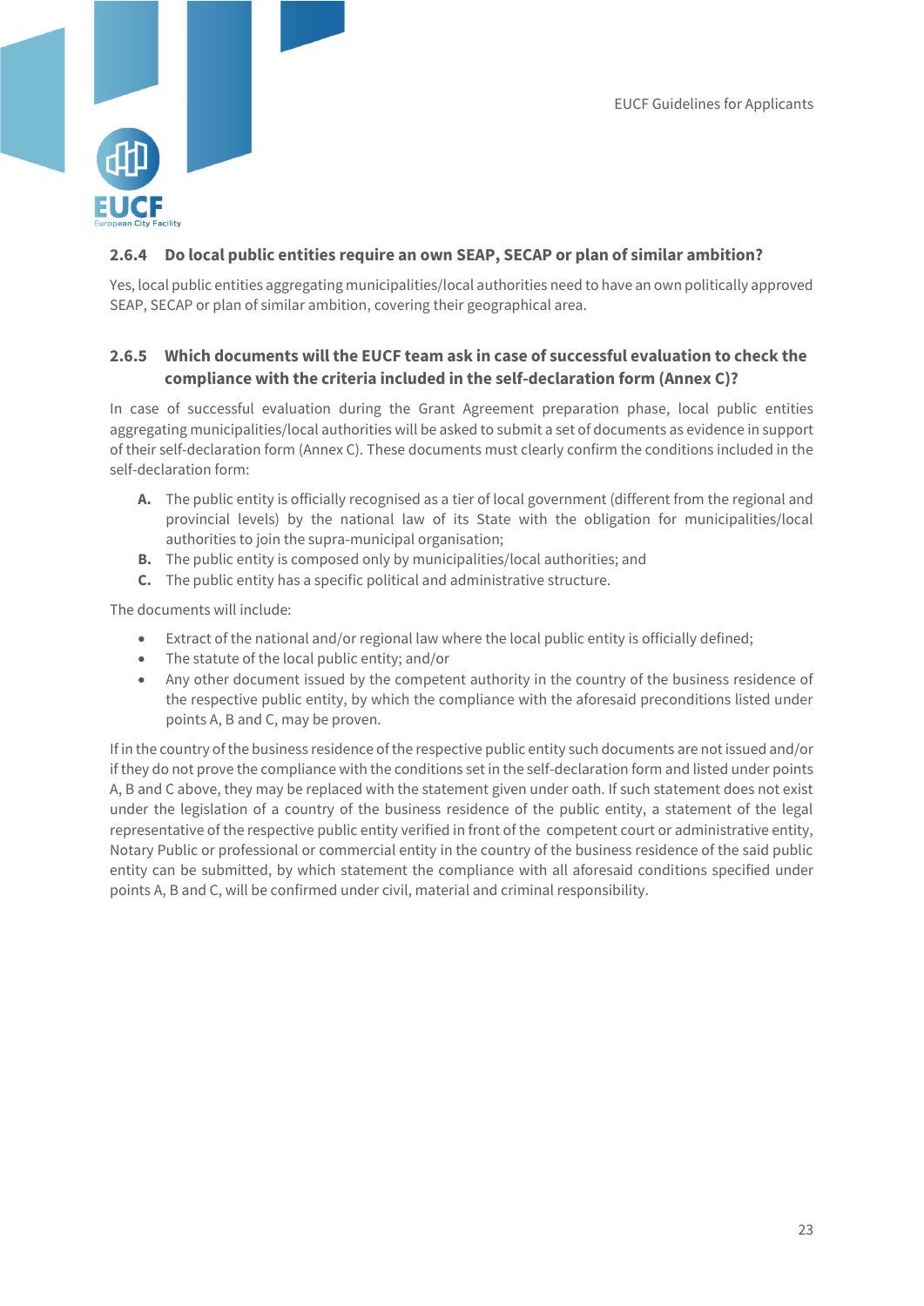### 2.6.4 Do local public entities require an own SEAP, SECAP or plan of similar ambition?

Yes, local public entities aggregating municipalities/local authorities need to have an own politically approved SEAP, SECAP or plan of similar ambition, covering their geographical area.

### 2.6.5 Which documents will the EUCF team ask in case of successful evaluation to check the compliance with the criteria included in the self-declaration form (Annex C)?

In case of successful evaluation during the Grant Agreement preparation phase, local public entities aggregating municipalities/local authorities will be asked to submit a set of documents as evidence in support of their self-declaration form (Annex C). These documents must clearly confirm the conditions included in the self-declaration form:

- **A.** The public entity is officially recognised as a tier of local government (different from the regional and provincial levels) by the national law of its State with the obligation for municipalities/local authorities to join the supra-municipal organisation;
- **B.** The public entity is composed only by municipalities/local authorities; and
- **C.** The public entity has a specific political and administrative structure.

The documents will include:

- Extract of the national and/or regional law where the local public entity is officially defined;
- The statute of the local public entity; and/or
- Any other document issued by the competent authority in the country of the business residence of the respective public entity, by which the compliance with the aforesaid preconditions listed under points A, B and C, may be proven.

If in the country of the business residence of the respective public entity such documents are not issued and/or if they do not prove the compliance with the conditions set in the self-declaration form and listed under points A, B and C above, they may be replaced with the statement given under oath. If such statement does not exist under the legislation of a country of the business residence of the public entity, a statement of the legal representative of the respective public entity verified in front of the competent court or administrative entity, Notary Public or professional or commercial entity in the country of the business residence of the said public entity can be submitted, by which statement the compliance with all aforesaid conditions specified under points A, B and C, will be confirmed under civil, material and criminal responsibility.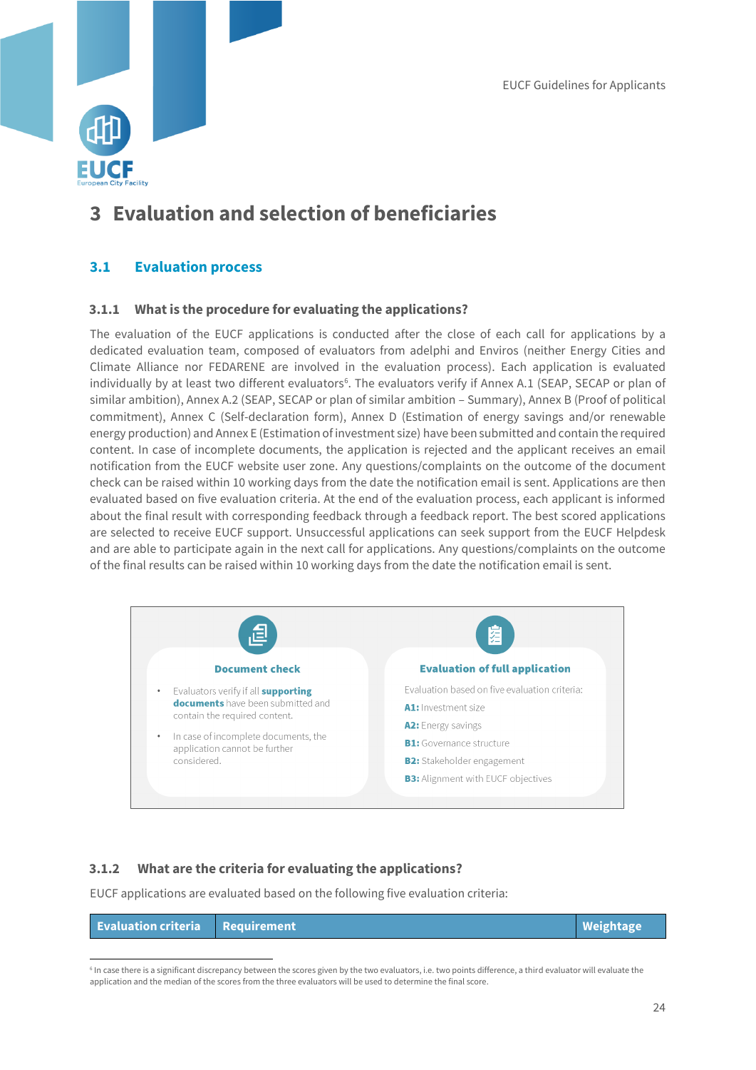# 3 Evaluation and selection of beneficiaries

## 3.1 Evaluation process

### 3.1.1 What is the procedure for evaluating the applications?

The evaluation of the EUCF applications is conducted after the close of each call for applications by a dedicated evaluation team, composed of evaluators from adelphi and Enviros (neither Energy Cities and Climate Alliance nor FEDARENE are involved in the evaluation process). Each application is evaluated individually by at least two different evaluators[6]. The evaluators verify if Annex A.1 (SEAP, SECAP or plan of similar ambition), Annex A.2 (SEAP, SECAP or plan of similar ambition – Summary), Annex B (Proof of political commitment), Annex C (Self-declaration form), Annex D (Estimation of energy savings and/or renewable energy production) and Annex E (Estimation of investment size) have been submitted and contain the required content. In case of incomplete documents, the application is rejected and the applicant receives an email notification from the EUCF website user zone. Any questions/complaints on the outcome of the document check can be raised within 10 working days from the date the notification email is sent. Applications are then evaluated based on five evaluation criteria. At the end of the evaluation process, each applicant is informed about the final result with corresponding feedback through a feedback report. The best scored applications are selected to receive EUCF support. Unsuccessful applications can seek support from the EUCF Helpdesk and are able to participate again in the next call for applications. Any questions/complaints on the outcome of the final results can be raised within 10 working days from the date the notification email is sent.

**Document check**

- Evaluators verify if all **supporting documents** have been submitted and contain the required content.
- In case of incomplete documents, the application cannot be further considered.

**Evaluation of full application**

Evaluation based on five evaluation criteria:

**A1:** Investment size

**A2:** Energy savings

**B1:** Governance structure

**B2:** Stakeholder engagement

**B3:** Alignment with EUCF objectives

### 3.1.2 What are the criteria for evaluating the applications?

EUCF applications are evaluated based on the following five evaluation criteria:

| Evaluation criteria | Requirement | Weightage |
|---|---|---|

[6] In case there is a significant discrepancy between the scores given by the two evaluators, i.e. two points difference, a third evaluator will evaluate the application and the median of the scores from the three evaluators will be used to determine the final score.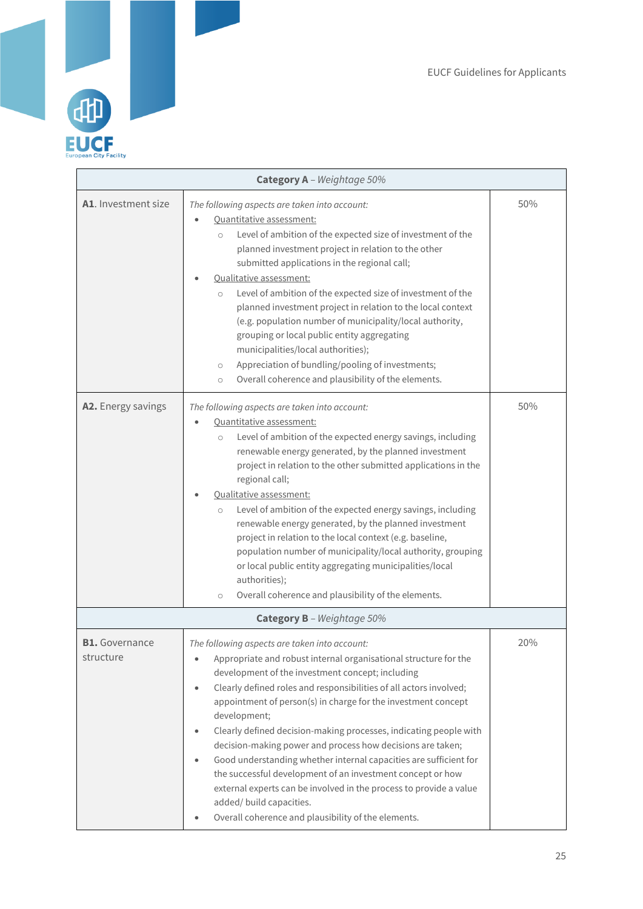| **Category A** – *Weightage 50%* | | |
|---|---|---|
| **A1**. Investment size | *The following aspects are taken into account:*<br>• Quantitative assessment:<br>  ○ Level of ambition of the expected size of investment of the planned investment project in relation to the other submitted applications in the regional call;<br>• Qualitative assessment:<br>  ○ Level of ambition of the expected size of investment of the planned investment project in relation to the local context (e.g. population number of municipality/local authority, grouping or local public entity aggregating municipalities/local authorities);<br>  ○ Appreciation of bundling/pooling of investments;<br>  ○ Overall coherence and plausibility of the elements. | 50% |
| **A2.** Energy savings | *The following aspects are taken into account:*<br>• Quantitative assessment:<br>  ○ Level of ambition of the expected energy savings, including renewable energy generated, by the planned investment project in relation to the other submitted applications in the regional call;<br>• Qualitative assessment:<br>  ○ Level of ambition of the expected energy savings, including renewable energy generated, by the planned investment project in relation to the local context (e.g. baseline, population number of municipality/local authority, grouping or local public entity aggregating municipalities/local authorities);<br>  ○ Overall coherence and plausibility of the elements. | 50% |
| **Category B** – *Weightage 50%* | | |
| **B1.** Governance structure | *The following aspects are taken into account:*<br>• Appropriate and robust internal organisational structure for the development of the investment concept; including<br>• Clearly defined roles and responsibilities of all actors involved; appointment of person(s) in charge for the investment concept development;<br>• Clearly defined decision-making processes, indicating people with decision-making power and process how decisions are taken;<br>• Good understanding whether internal capacities are sufficient for the successful development of an investment concept or how external experts can be involved in the process to provide a value added/ build capacities.<br>• Overall coherence and plausibility of the elements. | 20% |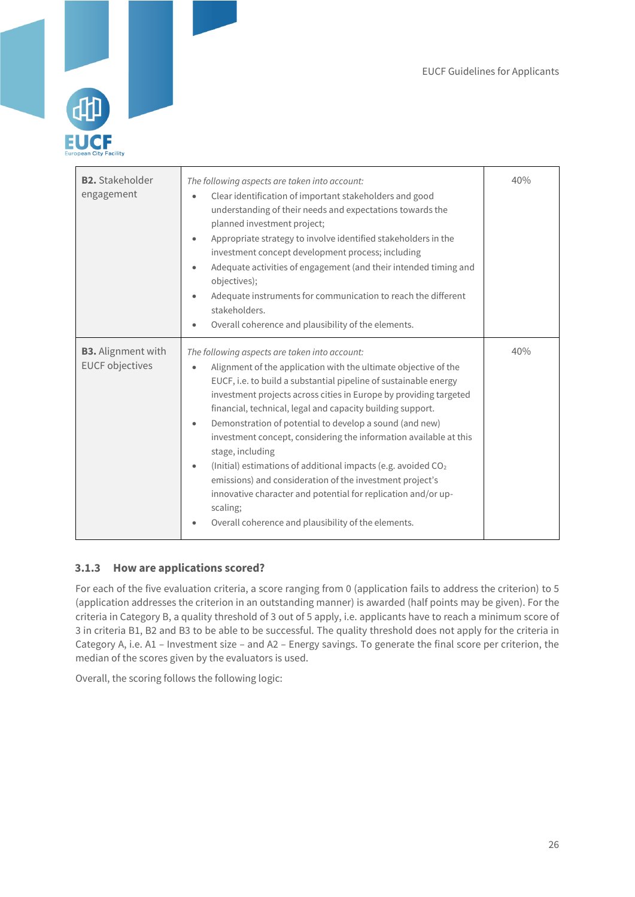| **B2.** Stakeholder engagement | *The following aspects are taken into account:*<br>• Clear identification of important stakeholders and good understanding of their needs and expectations towards the planned investment project;<br>• Appropriate strategy to involve identified stakeholders in the investment concept development process; including<br>• Adequate activities of engagement (and their intended timing and objectives);<br>• Adequate instruments for communication to reach the different stakeholders.<br>• Overall coherence and plausibility of the elements. | 40% |
|---|---|---|
| **B3.** Alignment with EUCF objectives | *The following aspects are taken into account:*<br>• Alignment of the application with the ultimate objective of the EUCF, i.e. to build a substantial pipeline of sustainable energy investment projects across cities in Europe by providing targeted financial, technical, legal and capacity building support.<br>• Demonstration of potential to develop a sound (and new) investment concept, considering the information available at this stage, including<br>• (Initial) estimations of additional impacts (e.g. avoided $CO_2$ emissions) and consideration of the investment project's innovative character and potential for replication and/or up-scaling;<br>• Overall coherence and plausibility of the elements. | 40% |

### 3.1.3 How are applications scored?

For each of the five evaluation criteria, a score ranging from 0 (application fails to address the criterion) to 5 (application addresses the criterion in an outstanding manner) is awarded (half points may be given). For the criteria in Category B, a quality threshold of 3 out of 5 apply, i.e. applicants have to reach a minimum score of 3 in criteria B1, B2 and B3 to be able to be successful. The quality threshold does not apply for the criteria in Category A, i.e. A1 – Investment size – and A2 – Energy savings. To generate the final score per criterion, the median of the scores given by the evaluators is used.

Overall, the scoring follows the following logic: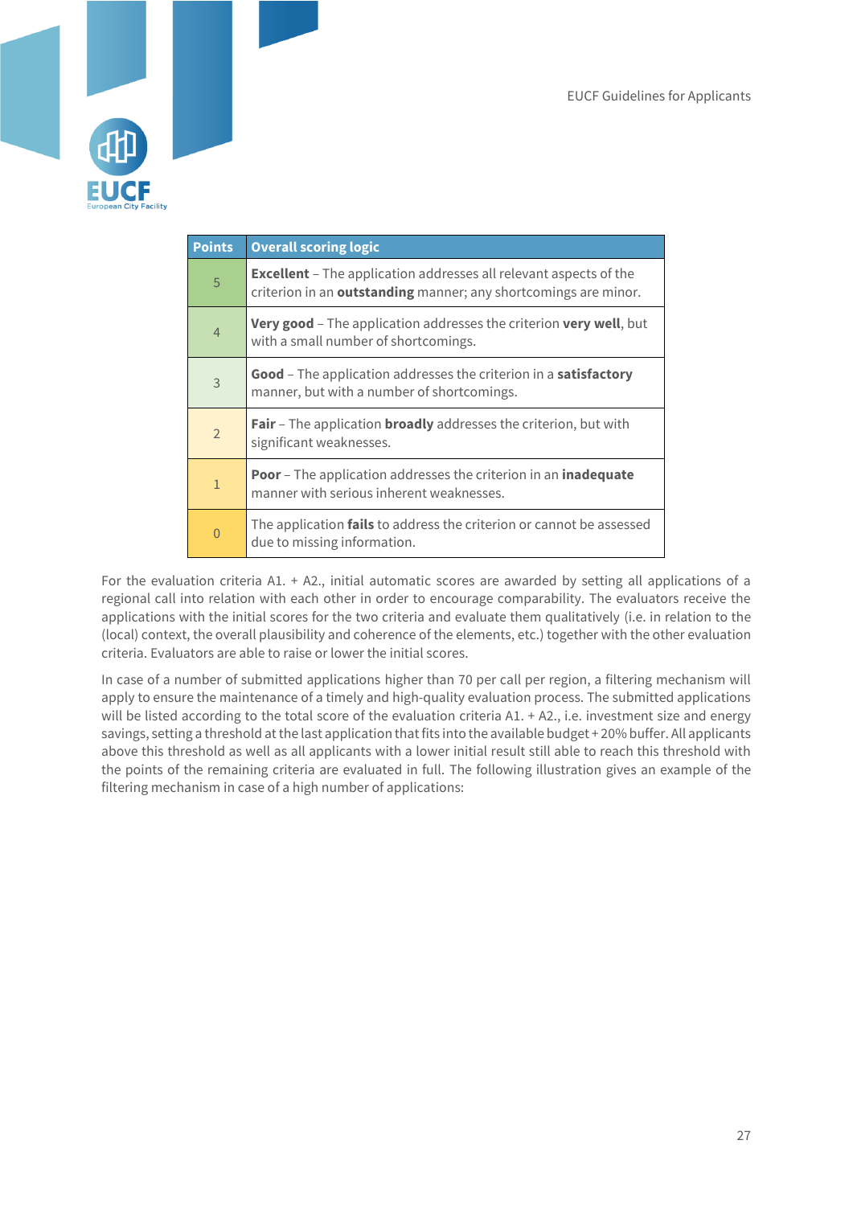| Points | Overall scoring logic |
|---|---|
| 5 | **Excellent** – The application addresses all relevant aspects of the criterion in an **outstanding** manner; any shortcomings are minor. |
| 4 | **Very good** – The application addresses the criterion **very well**, but with a small number of shortcomings. |
| 3 | **Good** – The application addresses the criterion in a **satisfactory** manner, but with a number of shortcomings. |
| 2 | **Fair** – The application **broadly** addresses the criterion, but with significant weaknesses. |
| 1 | **Poor** – The application addresses the criterion in an **inadequate** manner with serious inherent weaknesses. |
| 0 | The application **fails** to address the criterion or cannot be assessed due to missing information. |

For the evaluation criteria A1. + A2., initial automatic scores are awarded by setting all applications of a regional call into relation with each other in order to encourage comparability. The evaluators receive the applications with the initial scores for the two criteria and evaluate them qualitatively (i.e. in relation to the (local) context, the overall plausibility and coherence of the elements, etc.) together with the other evaluation criteria. Evaluators are able to raise or lower the initial scores.

In case of a number of submitted applications higher than 70 per call per region, a filtering mechanism will apply to ensure the maintenance of a timely and high-quality evaluation process. The submitted applications will be listed according to the total score of the evaluation criteria A1. + A2., i.e. investment size and energy savings, setting a threshold at the last application that fits into the available budget + 20% buffer. All applicants above this threshold as well as all applicants with a lower initial result still able to reach this threshold with the points of the remaining criteria are evaluated in full. The following illustration gives an example of the filtering mechanism in case of a high number of applications: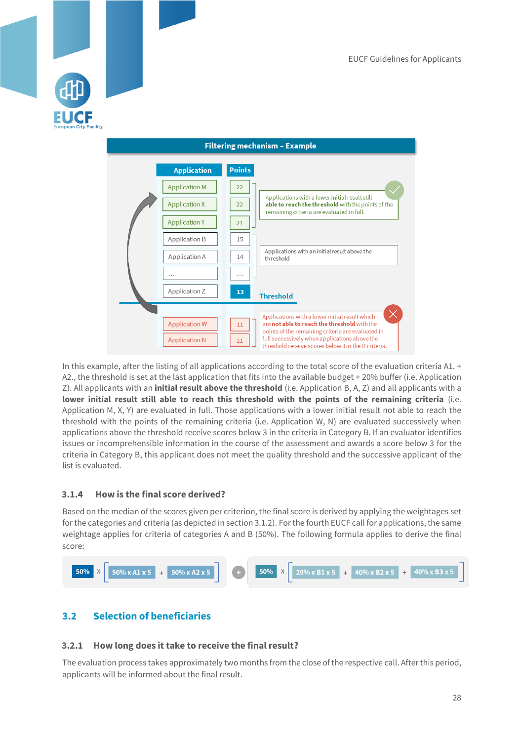**Filtering mechanism – Example**

| Application | Points | |
|---|---|---|
| Application M | 22 | Applications with a lower initial result still **able to reach the threshold** with the points of the remaining criteria are evaluated in full. |
| Application X | 22 | |
| Application Y | 21 | |
| Application B | 15 | Applications with an initial result above the threshold |
| Application A | 14 | |
| ... | ... | |
| Application Z | 13 | Threshold |
| Application W | 11 | Applications with a lower initial result which are **not able to reach the threshold** with the points of the remaining criteria are evaluated in full successively when applications above the threshold receive scores below 3 in the B criteria. |
| Application N | 11 | |

In this example, after the listing of all applications according to the total score of the evaluation criteria A1. + A2., the threshold is set at the last application that fits into the available budget + 20% buffer (i.e. Application Z). All applicants with an **initial result above the threshold** (i.e. Application B, A, Z) and all applicants with a **lower initial result still able to reach this threshold with the points of the remaining criteria** (i.e. Application M, X, Y) are evaluated in full. Those applications with a lower initial result not able to reach the threshold with the points of the remaining criteria (i.e. Application W, N) are evaluated successively when applications above the threshold receive scores below 3 in the criteria in Category B. If an evaluator identifies issues or incomprehensible information in the course of the assessment and awards a score below 3 for the criteria in Category B, this applicant does not meet the quality threshold and the successive applicant of the list is evaluated.

### 3.1.4 How is the final score derived?

Based on the median of the scores given per criterion, the final score is derived by applying the weightages set for the categories and criteria (as depicted in section 3.1.2). For the fourth EUCF call for applications, the same weightage applies for criteria of categories A and B (50%). The following formula applies to derive the final score:

$$50\% \times [50\% \times A1 \times 5 + 50\% \times A2 \times 5] + 50\% \times [20\% \times B1 \times 5 + 40\% \times B2 \times 5 + 40\% \times B3 \times 5]$$

## 3.2 Selection of beneficiaries

### 3.2.1 How long does it take to receive the final result?

The evaluation process takes approximately two months from the close of the respective call. After this period, applicants will be informed about the final result.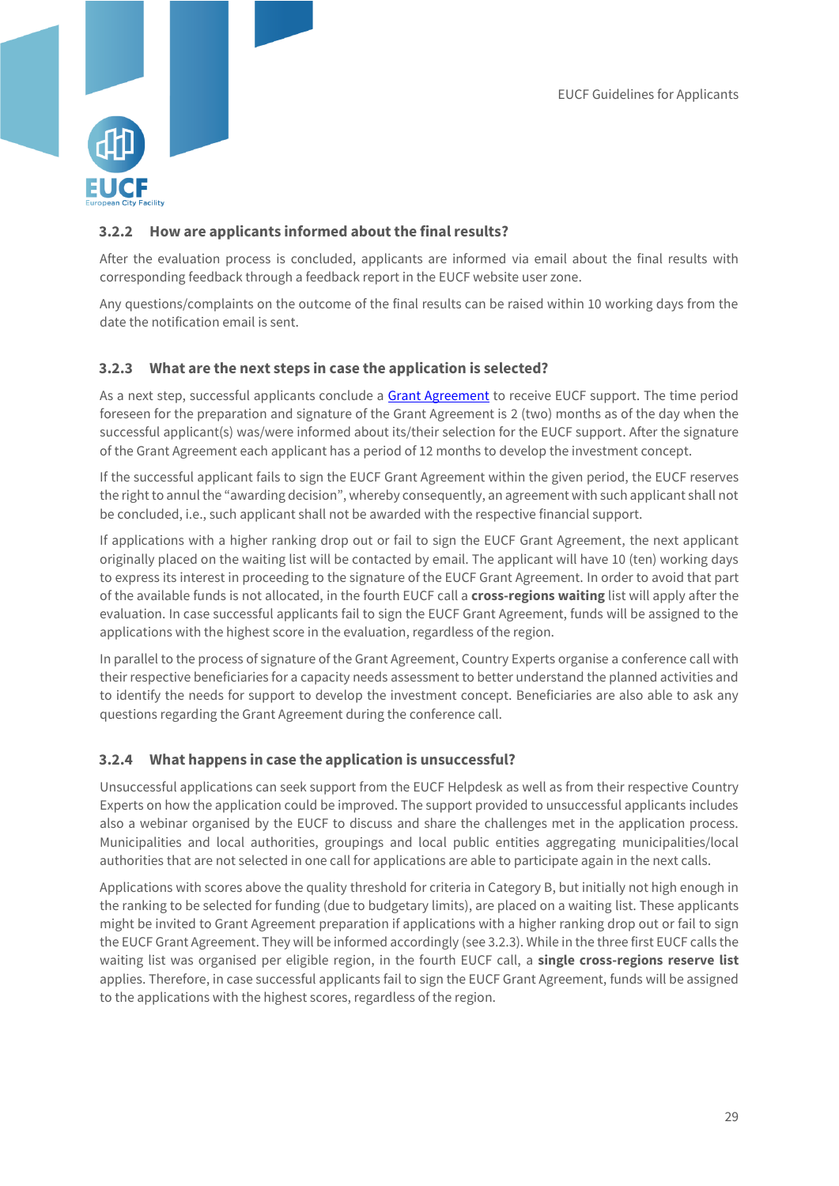### 3.2.2 How are applicants informed about the final results?

After the evaluation process is concluded, applicants are informed via email about the final results with corresponding feedback through a feedback report in the EUCF website user zone.

Any questions/complaints on the outcome of the final results can be raised within 10 working days from the date the notification email is sent.

### 3.2.3 What are the next steps in case the application is selected?

As a next step, successful applicants conclude a Grant Agreement to receive EUCF support. The time period foreseen for the preparation and signature of the Grant Agreement is 2 (two) months as of the day when the successful applicant(s) was/were informed about its/their selection for the EUCF support. After the signature of the Grant Agreement each applicant has a period of 12 months to develop the investment concept.

If the successful applicant fails to sign the EUCF Grant Agreement within the given period, the EUCF reserves the right to annul the "awarding decision", whereby consequently, an agreement with such applicant shall not be concluded, i.e., such applicant shall not be awarded with the respective financial support.

If applications with a higher ranking drop out or fail to sign the EUCF Grant Agreement, the next applicant originally placed on the waiting list will be contacted by email. The applicant will have 10 (ten) working days to express its interest in proceeding to the signature of the EUCF Grant Agreement. In order to avoid that part of the available funds is not allocated, in the fourth EUCF call a **cross-regions waiting** list will apply after the evaluation. In case successful applicants fail to sign the EUCF Grant Agreement, funds will be assigned to the applications with the highest score in the evaluation, regardless of the region.

In parallel to the process of signature of the Grant Agreement, Country Experts organise a conference call with their respective beneficiaries for a capacity needs assessment to better understand the planned activities and to identify the needs for support to develop the investment concept. Beneficiaries are also able to ask any questions regarding the Grant Agreement during the conference call.

### 3.2.4 What happens in case the application is unsuccessful?

Unsuccessful applications can seek support from the EUCF Helpdesk as well as from their respective Country Experts on how the application could be improved. The support provided to unsuccessful applicants includes also a webinar organised by the EUCF to discuss and share the challenges met in the application process. Municipalities and local authorities, groupings and local public entities aggregating municipalities/local authorities that are not selected in one call for applications are able to participate again in the next calls.

Applications with scores above the quality threshold for criteria in Category B, but initially not high enough in the ranking to be selected for funding (due to budgetary limits), are placed on a waiting list. These applicants might be invited to Grant Agreement preparation if applications with a higher ranking drop out or fail to sign the EUCF Grant Agreement. They will be informed accordingly (see 3.2.3). While in the three first EUCF calls the waiting list was organised per eligible region, in the fourth EUCF call, a **single cross-regions reserve list** applies. Therefore, in case successful applicants fail to sign the EUCF Grant Agreement, funds will be assigned to the applications with the highest scores, regardless of the region.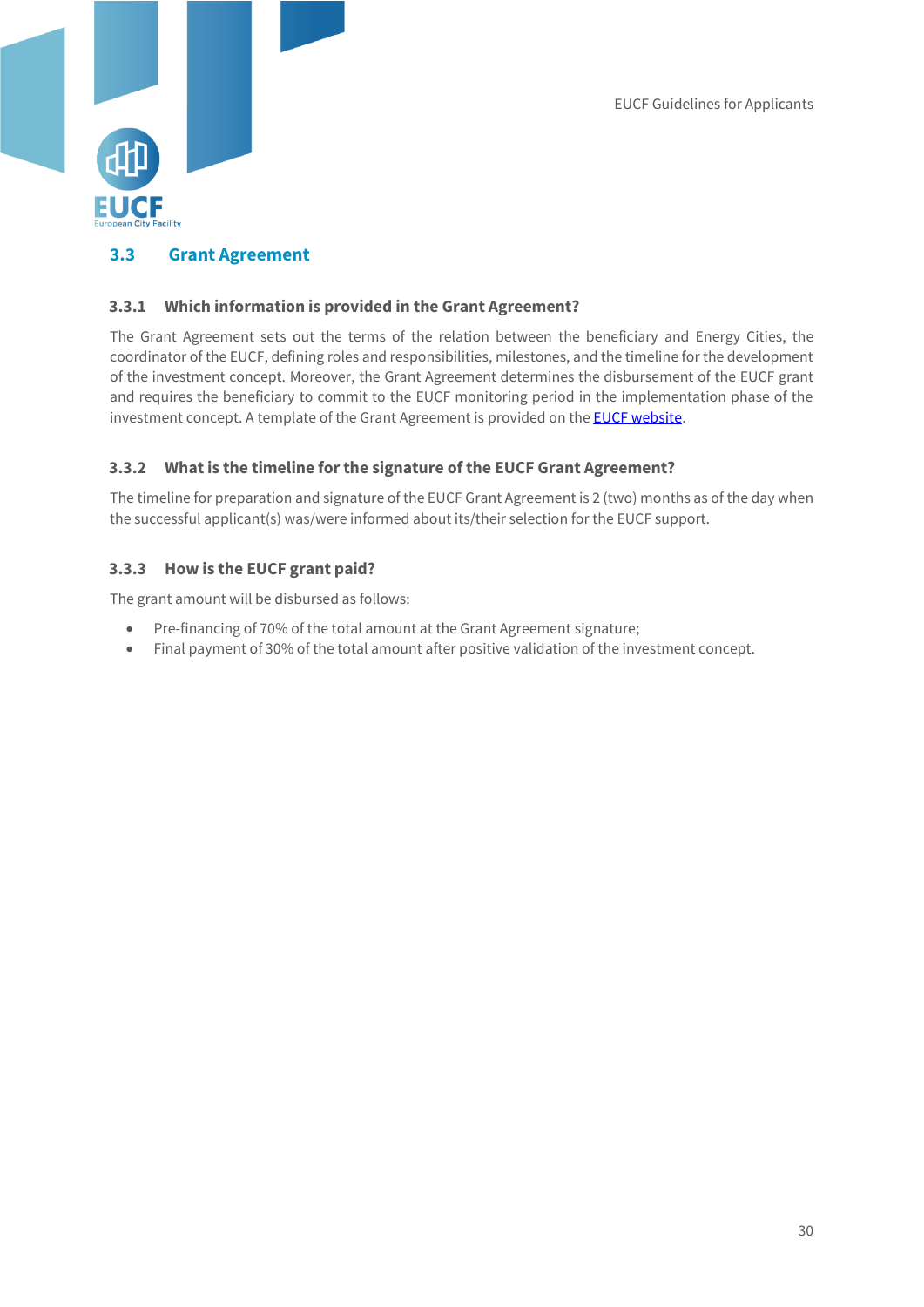## 3.3 Grant Agreement

### 3.3.1 Which information is provided in the Grant Agreement?

The Grant Agreement sets out the terms of the relation between the beneficiary and Energy Cities, the coordinator of the EUCF, defining roles and responsibilities, milestones, and the timeline for the development of the investment concept. Moreover, the Grant Agreement determines the disbursement of the EUCF grant and requires the beneficiary to commit to the EUCF monitoring period in the implementation phase of the investment concept. A template of the Grant Agreement is provided on the [EUCF website](#).

### 3.3.2 What is the timeline for the signature of the EUCF Grant Agreement?

The timeline for preparation and signature of the EUCF Grant Agreement is 2 (two) months as of the day when the successful applicant(s) was/were informed about its/their selection for the EUCF support.

### 3.3.3 How is the EUCF grant paid?

The grant amount will be disbursed as follows:

- Pre-financing of 70% of the total amount at the Grant Agreement signature;
- Final payment of 30% of the total amount after positive validation of the investment concept.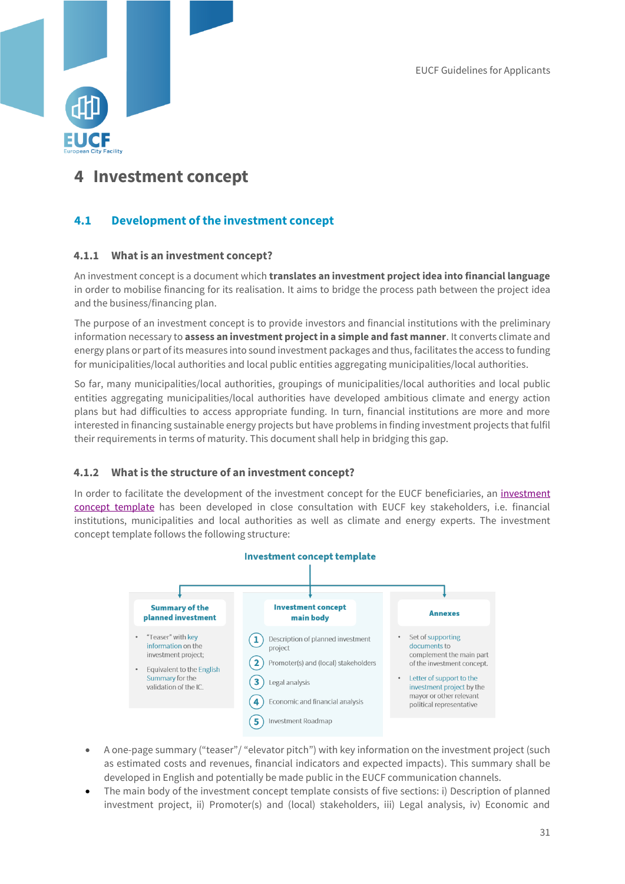# 4 Investment concept

## 4.1 Development of the investment concept

### 4.1.1 What is an investment concept?

An investment concept is a document which **translates an investment project idea into financial language** in order to mobilise financing for its realisation. It aims to bridge the process path between the project idea and the business/financing plan.

The purpose of an investment concept is to provide investors and financial institutions with the preliminary information necessary to **assess an investment project in a simple and fast manner**. It converts climate and energy plans or part of its measures into sound investment packages and thus, facilitates the access to funding for municipalities/local authorities and local public entities aggregating municipalities/local authorities.

So far, many municipalities/local authorities, groupings of municipalities/local authorities and local public entities aggregating municipalities/local authorities have developed ambitious climate and energy action plans but had difficulties to access appropriate funding. In turn, financial institutions are more and more interested in financing sustainable energy projects but have problems in finding investment projects that fulfil their requirements in terms of maturity. This document shall help in bridging this gap.

### 4.1.2 What is the structure of an investment concept?

In order to facilitate the development of the investment concept for the EUCF beneficiaries, an investment concept template has been developed in close consultation with EUCF key stakeholders, i.e. financial institutions, municipalities and local authorities as well as climate and energy experts. The investment concept template follows the following structure:

**Investment concept template**

| Summary of the planned investment | Investment concept main body | Annexes |
|---|---|---|
| • "Teaser" with key information on the investment project;<br>• Equivalent to the English Summary for the validation of the IC. | 1 Description of planned investment project<br>2 Promoter(s) and (local) stakeholders<br>3 Legal analysis<br>4 Economic and financial analysis<br>5 Investment Roadmap | • Set of supporting documents to complement the main part of the investment concept.<br>• Letter of support to the investment project by the mayor or other relevant political representative |

- A one-page summary ("teaser"/ "elevator pitch") with key information on the investment project (such as estimated costs and revenues, financial indicators and expected impacts). This summary shall be developed in English and potentially be made public in the EUCF communication channels.
- The main body of the investment concept template consists of five sections: i) Description of planned investment project, ii) Promoter(s) and (local) stakeholders, iii) Legal analysis, iv) Economic and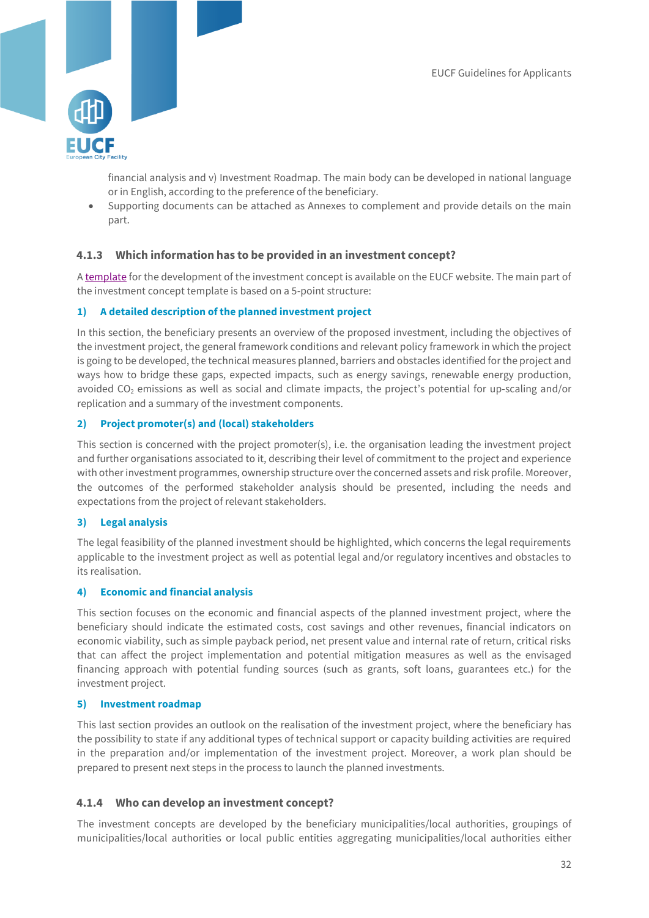financial analysis and v) Investment Roadmap. The main body can be developed in national language or in English, according to the preference of the beneficiary.

- Supporting documents can be attached as Annexes to complement and provide details on the main part.

### 4.1.3 Which information has to be provided in an investment concept?

A template for the development of the investment concept is available on the EUCF website. The main part of the investment concept template is based on a 5-point structure:

#### 1) A detailed description of the planned investment project

In this section, the beneficiary presents an overview of the proposed investment, including the objectives of the investment project, the general framework conditions and relevant policy framework in which the project is going to be developed, the technical measures planned, barriers and obstacles identified for the project and ways how to bridge these gaps, expected impacts, such as energy savings, renewable energy production, avoided $CO_2$ emissions as well as social and climate impacts, the project's potential for up-scaling and/or replication and a summary of the investment components.

#### 2) Project promoter(s) and (local) stakeholders

This section is concerned with the project promoter(s), i.e. the organisation leading the investment project and further organisations associated to it, describing their level of commitment to the project and experience with other investment programmes, ownership structure over the concerned assets and risk profile. Moreover, the outcomes of the performed stakeholder analysis should be presented, including the needs and expectations from the project of relevant stakeholders.

#### 3) Legal analysis

The legal feasibility of the planned investment should be highlighted, which concerns the legal requirements applicable to the investment project as well as potential legal and/or regulatory incentives and obstacles to its realisation.

#### 4) Economic and financial analysis

This section focuses on the economic and financial aspects of the planned investment project, where the beneficiary should indicate the estimated costs, cost savings and other revenues, financial indicators on economic viability, such as simple payback period, net present value and internal rate of return, critical risks that can affect the project implementation and potential mitigation measures as well as the envisaged financing approach with potential funding sources (such as grants, soft loans, guarantees etc.) for the investment project.

#### 5) Investment roadmap

This last section provides an outlook on the realisation of the investment project, where the beneficiary has the possibility to state if any additional types of technical support or capacity building activities are required in the preparation and/or implementation of the investment project. Moreover, a work plan should be prepared to present next steps in the process to launch the planned investments.

### 4.1.4 Who can develop an investment concept?

The investment concepts are developed by the beneficiary municipalities/local authorities, groupings of municipalities/local authorities or local public entities aggregating municipalities/local authorities either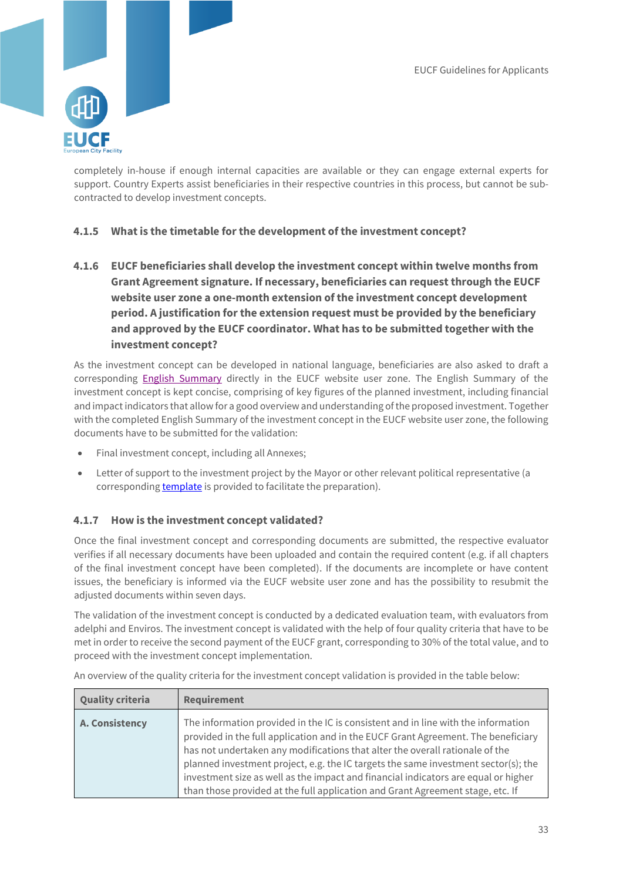completely in-house if enough internal capacities are available or they can engage external experts for support. Country Experts assist beneficiaries in their respective countries in this process, but cannot be sub-contracted to develop investment concepts.

### 4.1.5 What is the timetable for the development of the investment concept?

### 4.1.6 EUCF beneficiaries shall develop the investment concept within twelve months from Grant Agreement signature. If necessary, beneficiaries can request through the EUCF website user zone a one-month extension of the investment concept development period. A justification for the extension request must be provided by the beneficiary and approved by the EUCF coordinator. What has to be submitted together with the investment concept?

As the investment concept can be developed in national language, beneficiaries are also asked to draft a corresponding English Summary directly in the EUCF website user zone. The English Summary of the investment concept is kept concise, comprising of key figures of the planned investment, including financial and impact indicators that allow for a good overview and understanding of the proposed investment. Together with the completed English Summary of the investment concept in the EUCF website user zone, the following documents have to be submitted for the validation:

- Final investment concept, including all Annexes;
- Letter of support to the investment project by the Mayor or other relevant political representative (a corresponding template is provided to facilitate the preparation).

### 4.1.7 How is the investment concept validated?

Once the final investment concept and corresponding documents are submitted, the respective evaluator verifies if all necessary documents have been uploaded and contain the required content (e.g. if all chapters of the final investment concept have been completed). If the documents are incomplete or have content issues, the beneficiary is informed via the EUCF website user zone and has the possibility to resubmit the adjusted documents within seven days.

The validation of the investment concept is conducted by a dedicated evaluation team, with evaluators from adelphi and Enviros. The investment concept is validated with the help of four quality criteria that have to be met in order to receive the second payment of the EUCF grant, corresponding to 30% of the total value, and to proceed with the investment concept implementation.

An overview of the quality criteria for the investment concept validation is provided in the table below:

| Quality criteria | Requirement |
|---|---|
| **A. Consistency** | The information provided in the IC is consistent and in line with the information provided in the full application and in the EUCF Grant Agreement. The beneficiary has not undertaken any modifications that alter the overall rationale of the planned investment project, e.g. the IC targets the same investment sector(s); the investment size as well as the impact and financial indicators are equal or higher than those provided at the full application and Grant Agreement stage, etc. If |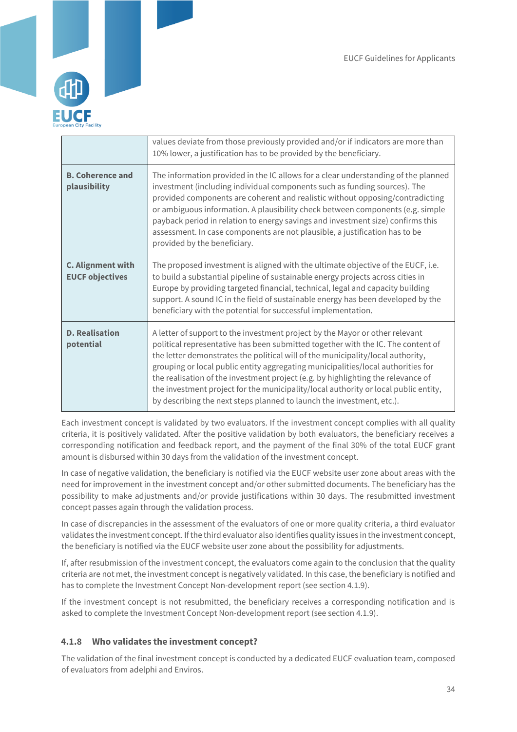| | |
|---|---|
| | values deviate from those previously provided and/or if indicators are more than 10% lower, a justification has to be provided by the beneficiary. |
| **B. Coherence and plausibility** | The information provided in the IC allows for a clear understanding of the planned investment (including individual components such as funding sources). The provided components are coherent and realistic without opposing/contradicting or ambiguous information. A plausibility check between components (e.g. simple payback period in relation to energy savings and investment size) confirms this assessment. In case components are not plausible, a justification has to be provided by the beneficiary. |
| **C. Alignment with EUCF objectives** | The proposed investment is aligned with the ultimate objective of the EUCF, i.e. to build a substantial pipeline of sustainable energy projects across cities in Europe by providing targeted financial, technical, legal and capacity building support. A sound IC in the field of sustainable energy has been developed by the beneficiary with the potential for successful implementation. |
| **D. Realisation potential** | A letter of support to the investment project by the Mayor or other relevant political representative has been submitted together with the IC. The content of the letter demonstrates the political will of the municipality/local authority, grouping or local public entity aggregating municipalities/local authorities for the realisation of the investment project (e.g. by highlighting the relevance of the investment project for the municipality/local authority or local public entity, by describing the next steps planned to launch the investment, etc.). |

Each investment concept is validated by two evaluators. If the investment concept complies with all quality criteria, it is positively validated. After the positive validation by both evaluators, the beneficiary receives a corresponding notification and feedback report, and the payment of the final 30% of the total EUCF grant amount is disbursed within 30 days from the validation of the investment concept.

In case of negative validation, the beneficiary is notified via the EUCF website user zone about areas with the need for improvement in the investment concept and/or other submitted documents. The beneficiary has the possibility to make adjustments and/or provide justifications within 30 days. The resubmitted investment concept passes again through the validation process.

In case of discrepancies in the assessment of the evaluators of one or more quality criteria, a third evaluator validates the investment concept. If the third evaluator also identifies quality issues in the investment concept, the beneficiary is notified via the EUCF website user zone about the possibility for adjustments.

If, after resubmission of the investment concept, the evaluators come again to the conclusion that the quality criteria are not met, the investment concept is negatively validated. In this case, the beneficiary is notified and has to complete the Investment Concept Non-development report (see section 4.1.9).

If the investment concept is not resubmitted, the beneficiary receives a corresponding notification and is asked to complete the Investment Concept Non-development report (see section 4.1.9).

### 4.1.8 Who validates the investment concept?

The validation of the final investment concept is conducted by a dedicated EUCF evaluation team, composed of evaluators from adelphi and Enviros.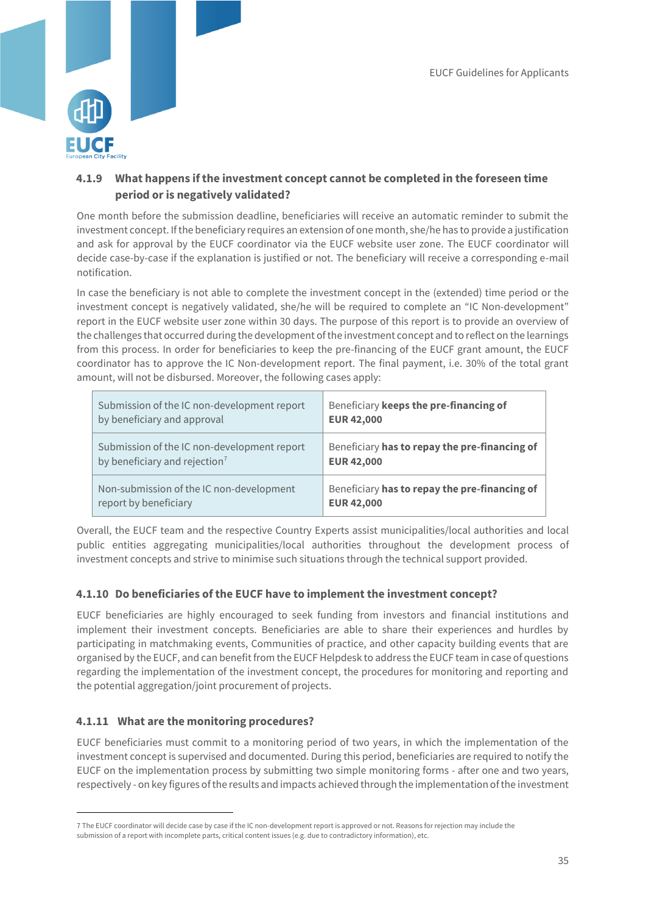### 4.1.9 What happens if the investment concept cannot be completed in the foreseen time period or is negatively validated?

One month before the submission deadline, beneficiaries will receive an automatic reminder to submit the investment concept. If the beneficiary requires an extension of one month, she/he has to provide a justification and ask for approval by the EUCF coordinator via the EUCF website user zone. The EUCF coordinator will decide case-by-case if the explanation is justified or not. The beneficiary will receive a corresponding e-mail notification.

In case the beneficiary is not able to complete the investment concept in the (extended) time period or the investment concept is negatively validated, she/he will be required to complete an "IC Non-development" report in the EUCF website user zone within 30 days. The purpose of this report is to provide an overview of the challenges that occurred during the development of the investment concept and to reflect on the learnings from this process. In order for beneficiaries to keep the pre-financing of the EUCF grant amount, the EUCF coordinator has to approve the IC Non-development report. The final payment, i.e. 30% of the total grant amount, will not be disbursed. Moreover, the following cases apply:

| | |
|---|---|
| Submission of the IC non-development report by beneficiary and approval | Beneficiary **keeps the pre-financing of EUR 42,000** |
| Submission of the IC non-development report by beneficiary and rejection[7] | Beneficiary **has to repay the pre-financing of EUR 42,000** |
| Non-submission of the IC non-development report by beneficiary | Beneficiary **has to repay the pre-financing of EUR 42,000** |

Overall, the EUCF team and the respective Country Experts assist municipalities/local authorities and local public entities aggregating municipalities/local authorities throughout the development process of investment concepts and strive to minimise such situations through the technical support provided.

### 4.1.10 Do beneficiaries of the EUCF have to implement the investment concept?

EUCF beneficiaries are highly encouraged to seek funding from investors and financial institutions and implement their investment concepts. Beneficiaries are able to share their experiences and hurdles by participating in matchmaking events, Communities of practice, and other capacity building events that are organised by the EUCF, and can benefit from the EUCF Helpdesk to address the EUCF team in case of questions regarding the implementation of the investment concept, the procedures for monitoring and reporting and the potential aggregation/joint procurement of projects.

### 4.1.11 What are the monitoring procedures?

EUCF beneficiaries must commit to a monitoring period of two years, in which the implementation of the investment concept is supervised and documented. During this period, beneficiaries are required to notify the EUCF on the implementation process by submitting two simple monitoring forms - after one and two years, respectively - on key figures of the results and impacts achieved through the implementation of the investment

---

7 The EUCF coordinator will decide case by case if the IC non-development report is approved or not. Reasons for rejection may include the submission of a report with incomplete parts, critical content issues (e.g. due to contradictory information), etc.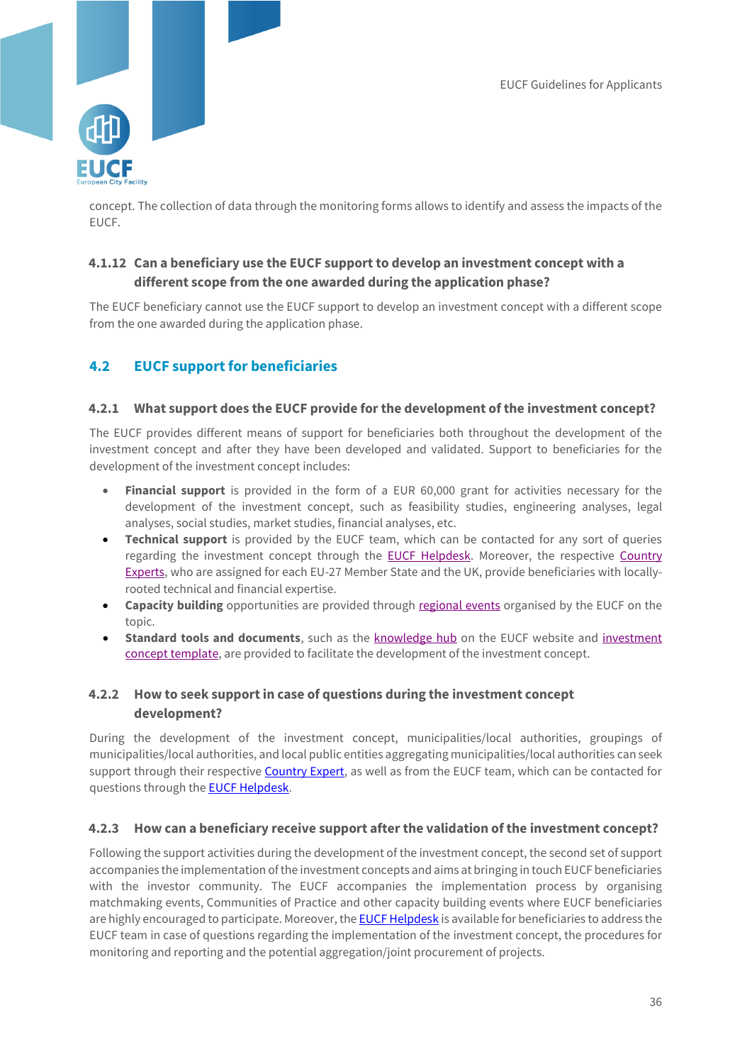concept. The collection of data through the monitoring forms allows to identify and assess the impacts of the EUCF.

#### 4.1.12 Can a beneficiary use the EUCF support to develop an investment concept with a different scope from the one awarded during the application phase?

The EUCF beneficiary cannot use the EUCF support to develop an investment concept with a different scope from the one awarded during the application phase.

### 4.2 EUCF support for beneficiaries

#### 4.2.1 What support does the EUCF provide for the development of the investment concept?

The EUCF provides different means of support for beneficiaries both throughout the development of the investment concept and after they have been developed and validated. Support to beneficiaries for the development of the investment concept includes:

- **Financial support** is provided in the form of a EUR 60,000 grant for activities necessary for the development of the investment concept, such as feasibility studies, engineering analyses, legal analyses, social studies, market studies, financial analyses, etc.
- **Technical support** is provided by the EUCF team, which can be contacted for any sort of queries regarding the investment concept through the EUCF Helpdesk. Moreover, the respective Country Experts, who are assigned for each EU-27 Member State and the UK, provide beneficiaries with locally-rooted technical and financial expertise.
- **Capacity building** opportunities are provided through regional events organised by the EUCF on the topic.
- **Standard tools and documents**, such as the knowledge hub on the EUCF website and investment concept template, are provided to facilitate the development of the investment concept.

#### 4.2.2 How to seek support in case of questions during the investment concept development?

During the development of the investment concept, municipalities/local authorities, groupings of municipalities/local authorities, and local public entities aggregating municipalities/local authorities can seek support through their respective Country Expert, as well as from the EUCF team, which can be contacted for questions through the EUCF Helpdesk.

#### 4.2.3 How can a beneficiary receive support after the validation of the investment concept?

Following the support activities during the development of the investment concept, the second set of support accompanies the implementation of the investment concepts and aims at bringing in touch EUCF beneficiaries with the investor community. The EUCF accompanies the implementation process by organising matchmaking events, Communities of Practice and other capacity building events where EUCF beneficiaries are highly encouraged to participate. Moreover, the EUCF Helpdesk is available for beneficiaries to address the EUCF team in case of questions regarding the implementation of the investment concept, the procedures for monitoring and reporting and the potential aggregation/joint procurement of projects.